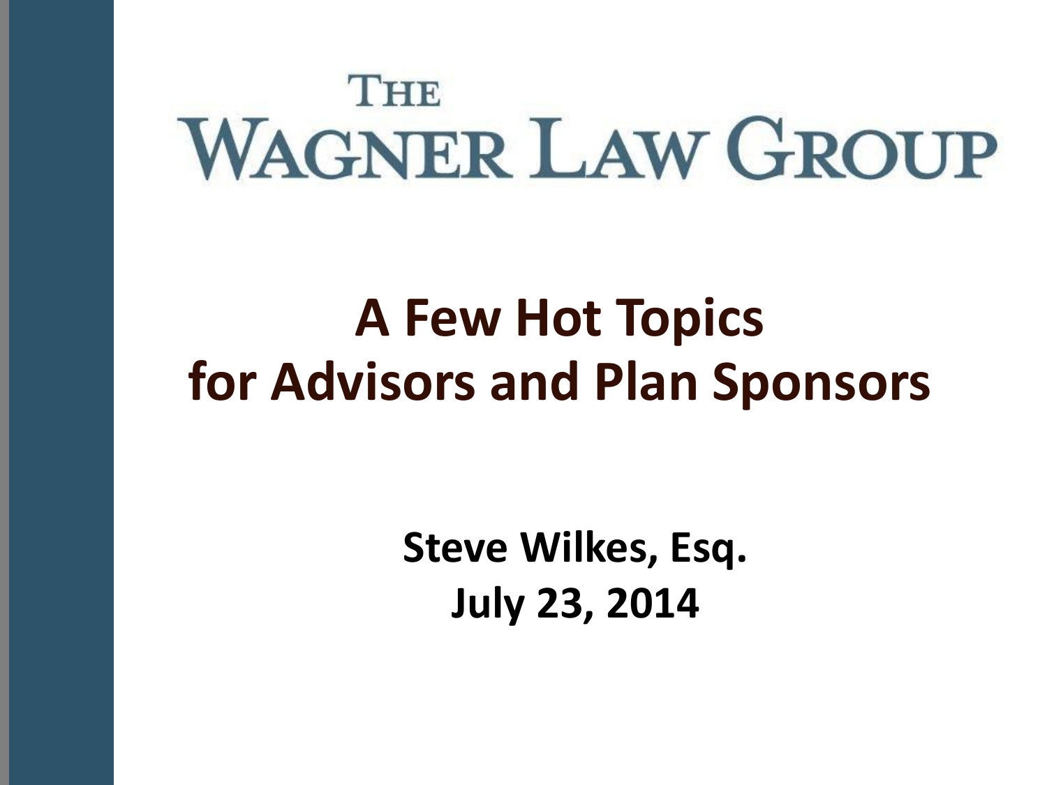# The Wagner Law Group

# A Few Hot Topics for Advisors and Plan Sponsors

**Steve Wilkes, Esq.**

**July 23, 2014**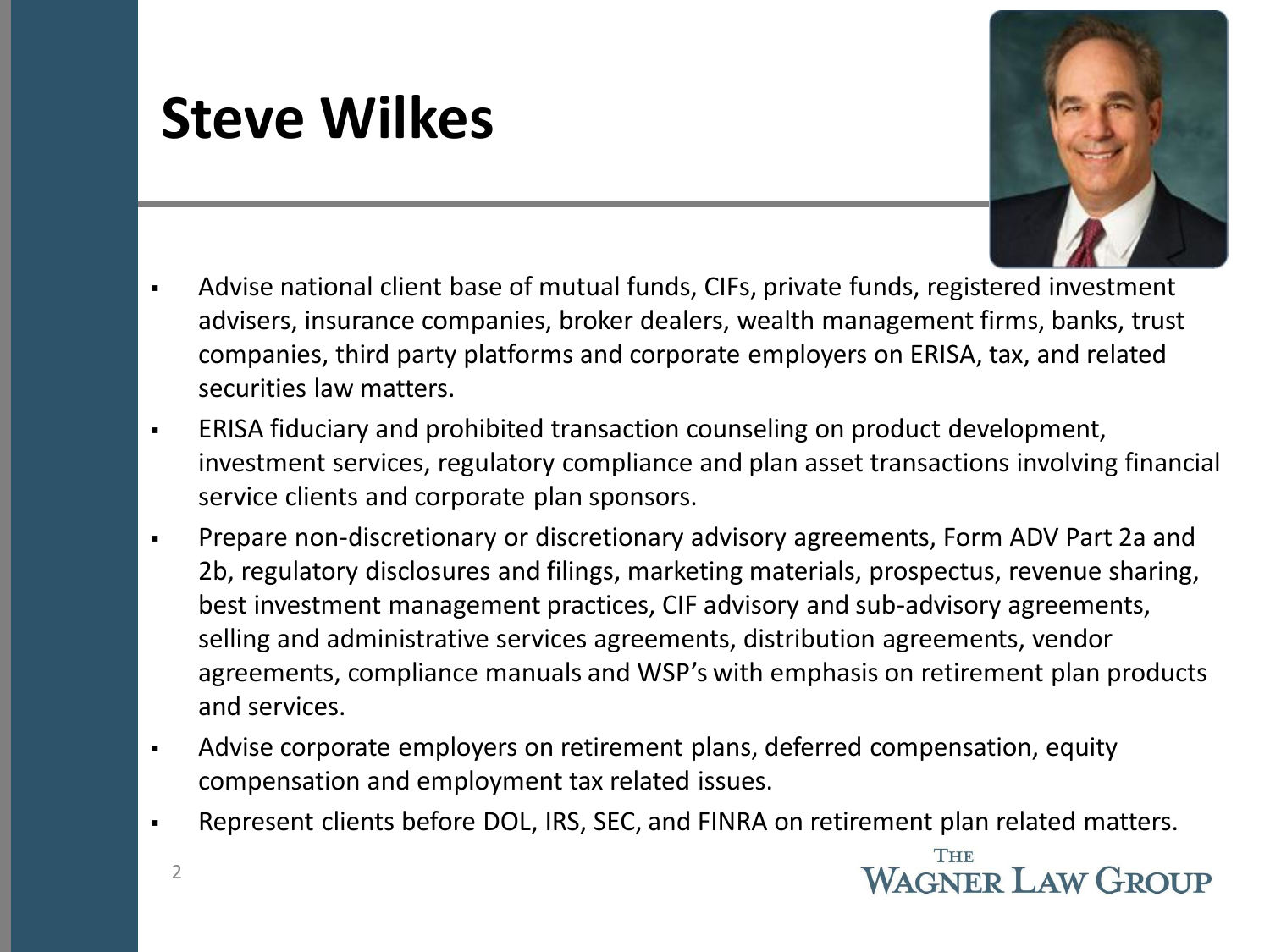# Steve Wilkes

- Advise national client base of mutual funds, CIFs, private funds, registered investment advisers, insurance companies, broker dealers, wealth management firms, banks, trust companies, third party platforms and corporate employers on ERISA, tax, and related securities law matters.
- ERISA fiduciary and prohibited transaction counseling on product development, investment services, regulatory compliance and plan asset transactions involving financial service clients and corporate plan sponsors.
- Prepare non-discretionary or discretionary advisory agreements, Form ADV Part 2a and 2b, regulatory disclosures and filings, marketing materials, prospectus, revenue sharing, best investment management practices, CIF advisory and sub-advisory agreements, selling and administrative services agreements, distribution agreements, vendor agreements, compliance manuals and WSP's with emphasis on retirement plan products and services.
- Advise corporate employers on retirement plans, deferred compensation, equity compensation and employment tax related issues.
- Represent clients before DOL, IRS, SEC, and FINRA on retirement plan related matters.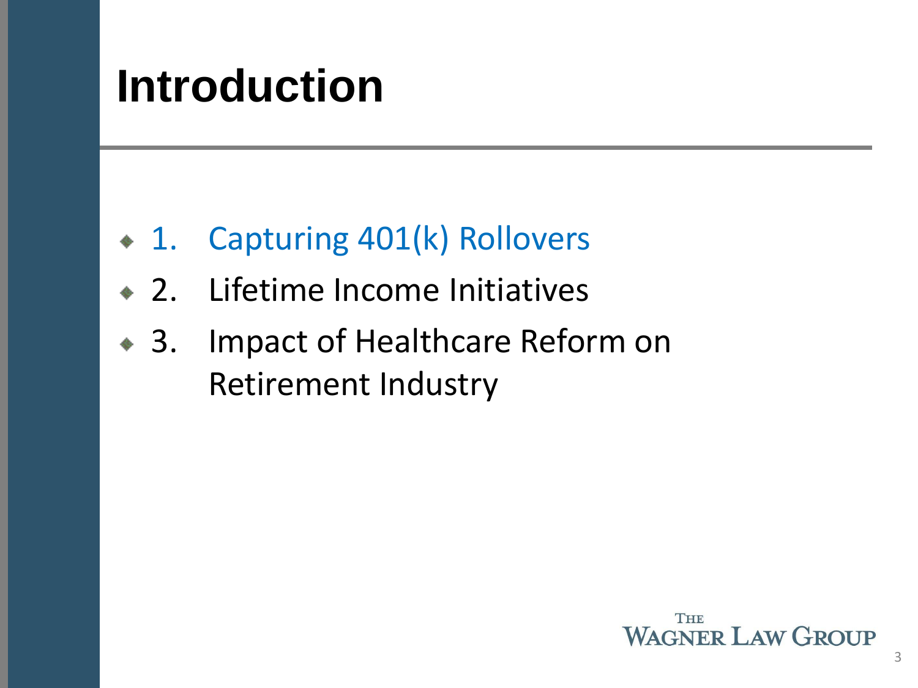# Introduction

1. Capturing 401(k) Rollovers
2. Lifetime Income Initiatives
3. Impact of Healthcare Reform on Retirement Industry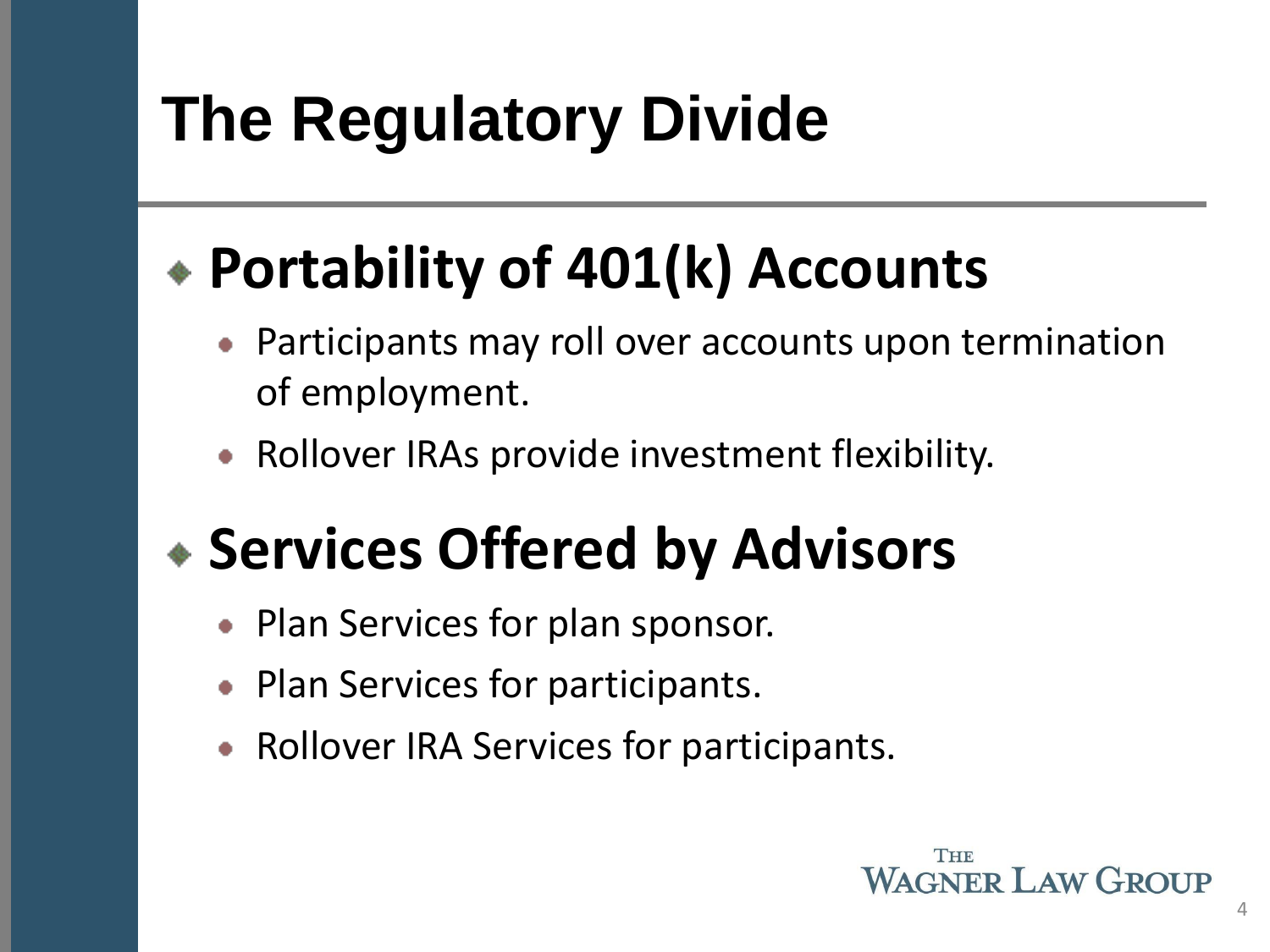# The Regulatory Divide

## Portability of 401(k) Accounts

- Participants may roll over accounts upon termination of employment.
- Rollover IRAs provide investment flexibility.

## Services Offered by Advisors

- Plan Services for plan sponsor.
- Plan Services for participants.
- Rollover IRA Services for participants.

The Wagner Law Group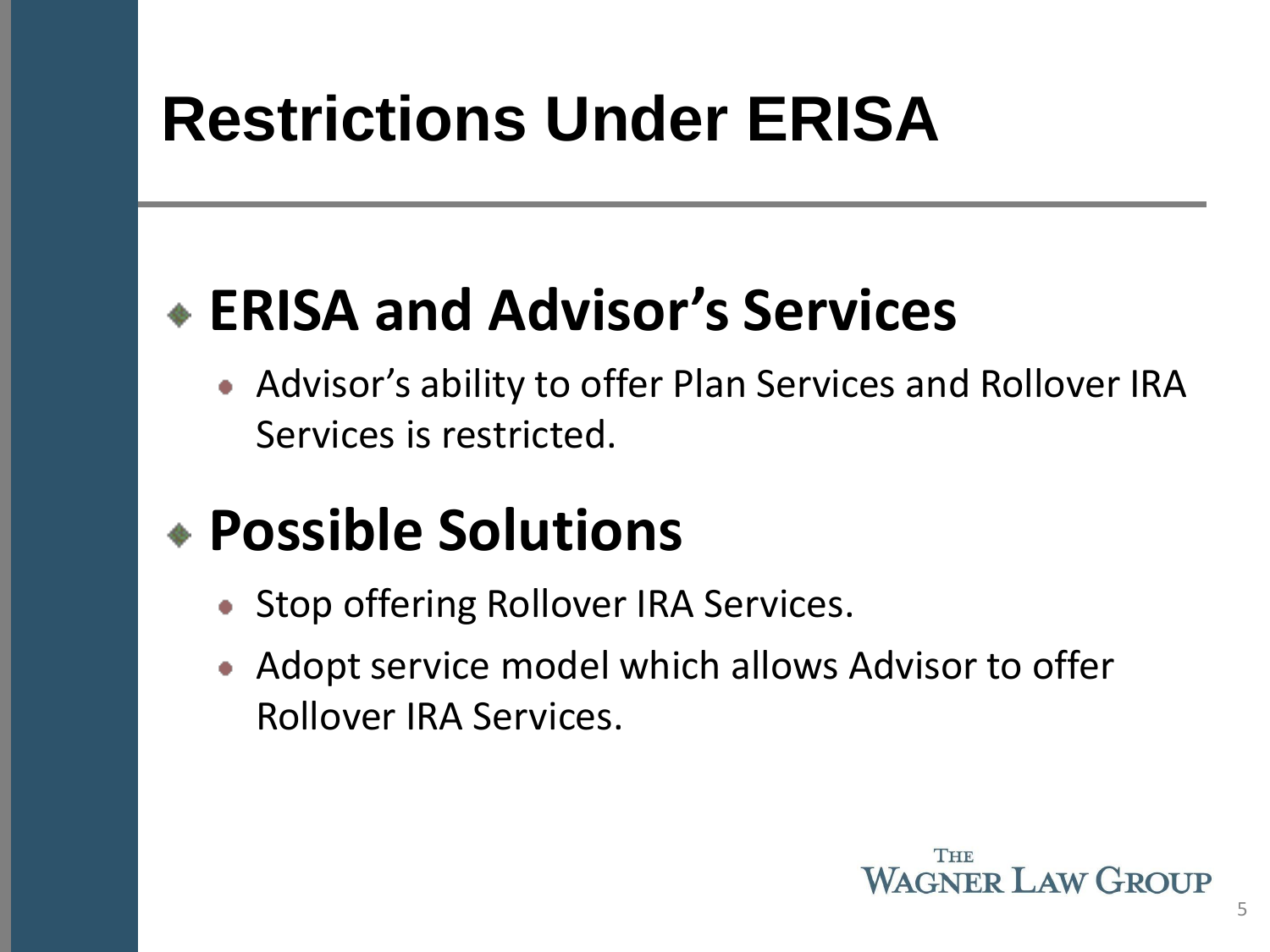# Restrictions Under ERISA

## ERISA and Advisor's Services

- Advisor's ability to offer Plan Services and Rollover IRA Services is restricted.

## Possible Solutions

- Stop offering Rollover IRA Services.
- Adopt service model which allows Advisor to offer Rollover IRA Services.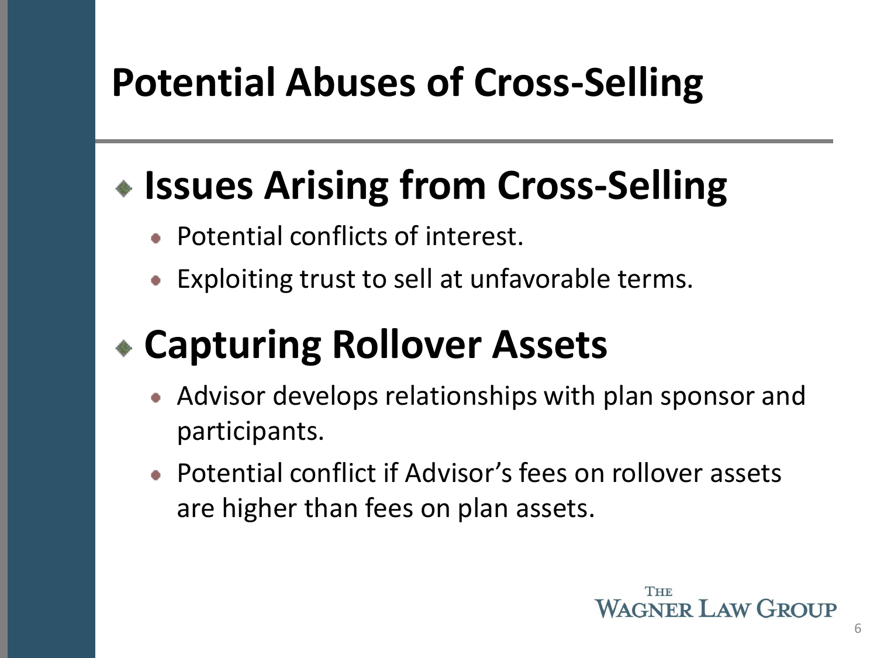# Potential Abuses of Cross-Selling

## Issues Arising from Cross-Selling

- Potential conflicts of interest.
- Exploiting trust to sell at unfavorable terms.

## Capturing Rollover Assets

- Advisor develops relationships with plan sponsor and participants.
- Potential conflict if Advisor's fees on rollover assets are higher than fees on plan assets.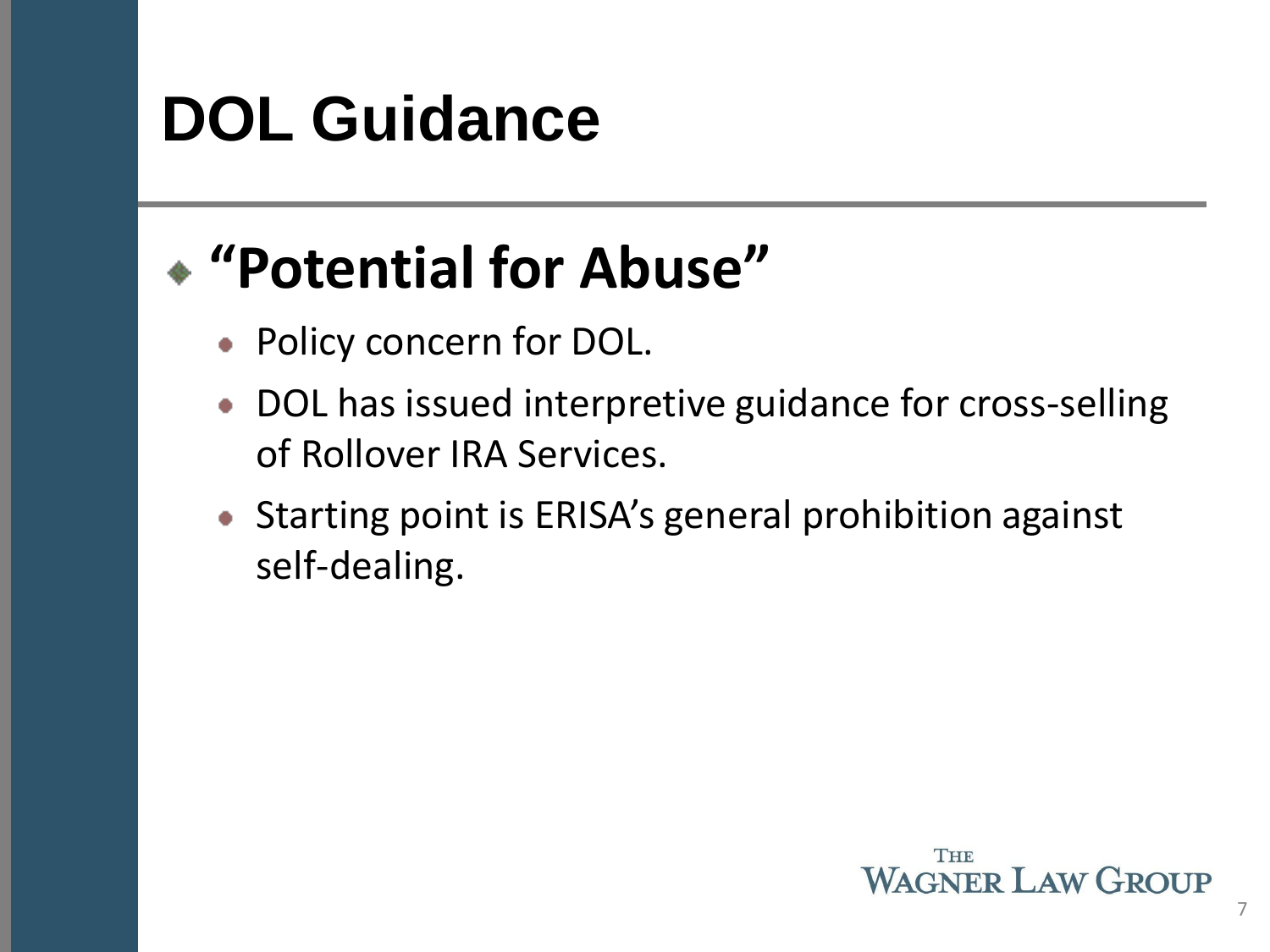# DOL Guidance

- **"Potential for Abuse"**
  - Policy concern for DOL.
  - DOL has issued interpretive guidance for cross-selling of Rollover IRA Services.
  - Starting point is ERISA's general prohibition against self-dealing.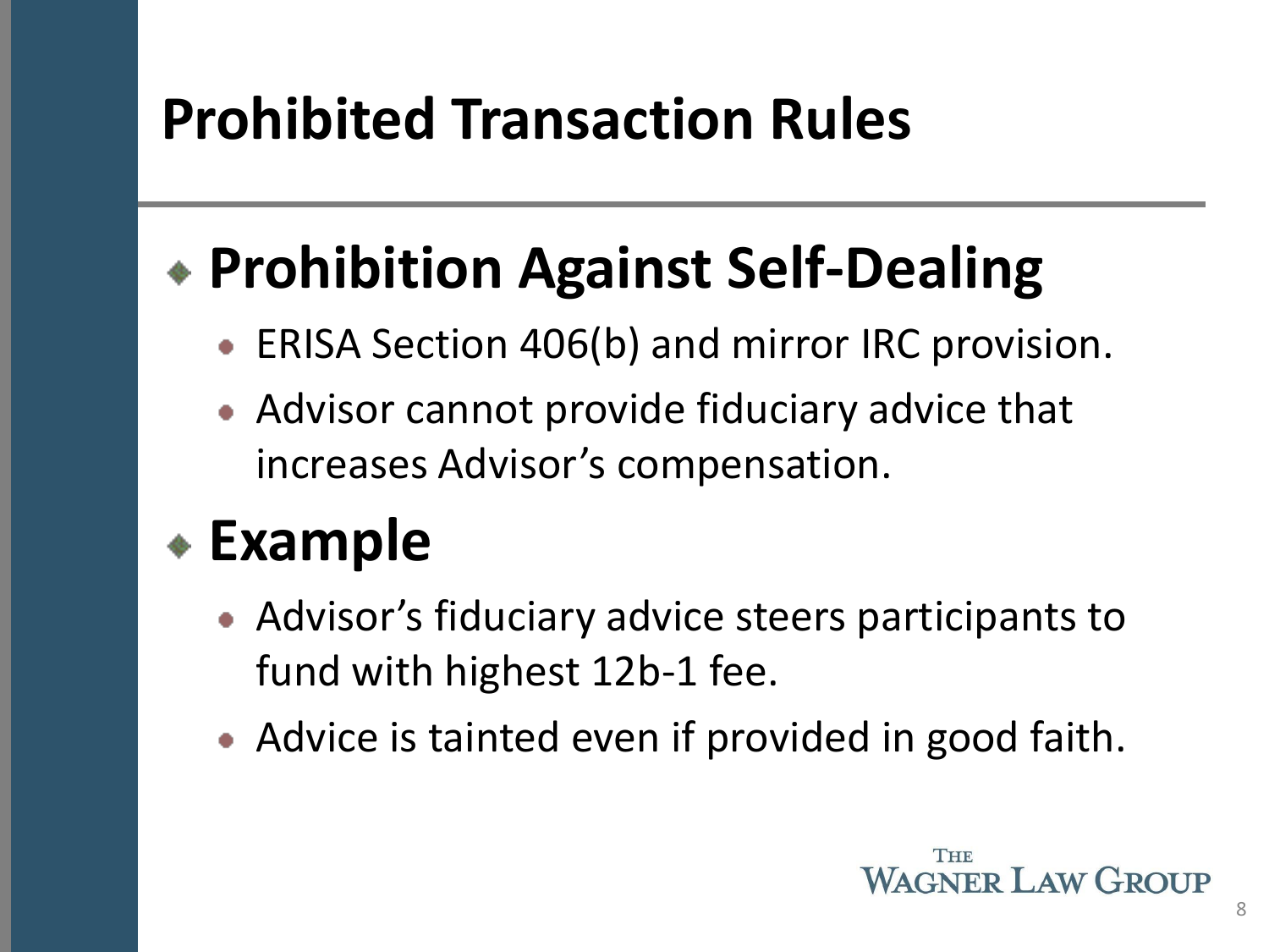# Prohibited Transaction Rules

- **Prohibition Against Self-Dealing**
  - ERISA Section 406(b) and mirror IRC provision.
  - Advisor cannot provide fiduciary advice that increases Advisor's compensation.
- **Example**
  - Advisor's fiduciary advice steers participants to fund with highest 12b-1 fee.
  - Advice is tainted even if provided in good faith.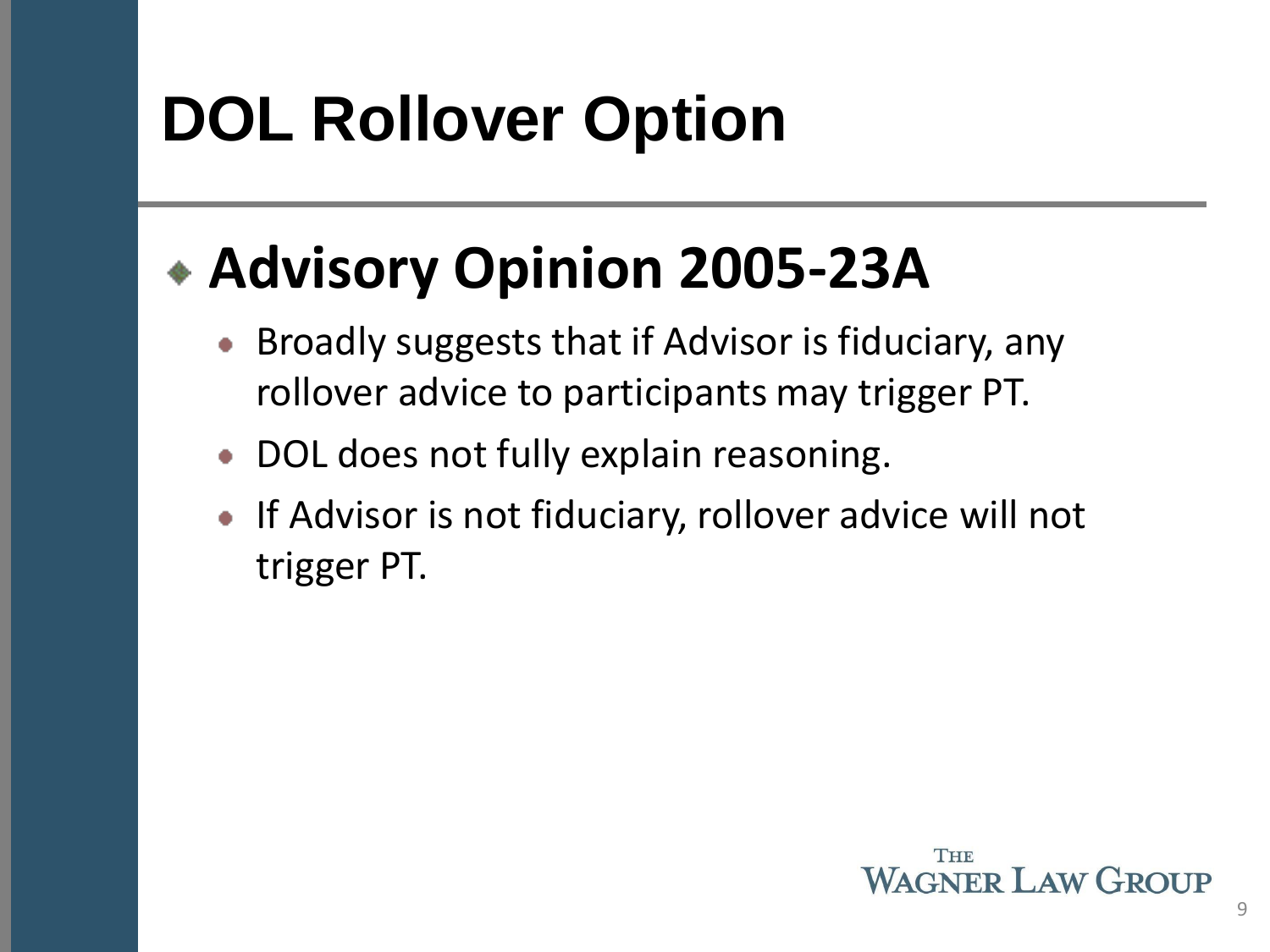# DOL Rollover Option

- **Advisory Opinion 2005-23A**
  - Broadly suggests that if Advisor is fiduciary, any rollover advice to participants may trigger PT.
  - DOL does not fully explain reasoning.
  - If Advisor is not fiduciary, rollover advice will not trigger PT.

THE WAGNER LAW GROUP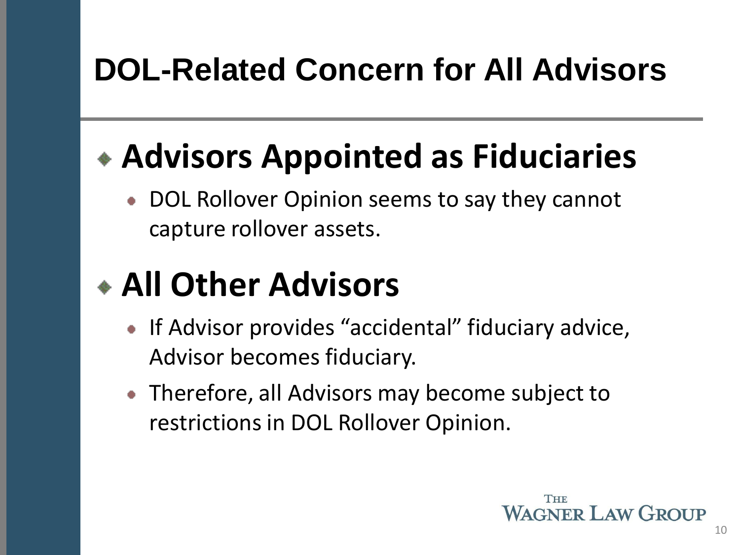# DOL-Related Concern for All Advisors

## Advisors Appointed as Fiduciaries

- DOL Rollover Opinion seems to say they cannot capture rollover assets.

## All Other Advisors

- If Advisor provides “accidental” fiduciary advice, Advisor becomes fiduciary.
- Therefore, all Advisors may become subject to restrictions in DOL Rollover Opinion.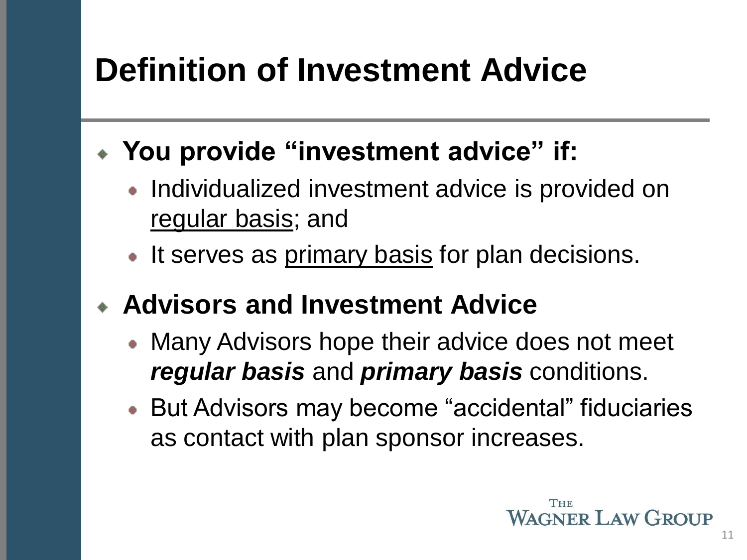# Definition of Investment Advice

- **You provide "investment advice" if:**
  - Individualized investment advice is provided on <u>regular basis</u>; and
  - It serves as <u>primary basis</u> for plan decisions.
- **Advisors and Investment Advice**
  - Many Advisors hope their advice does not meet ***regular basis*** and ***primary basis*** conditions.
  - But Advisors may become "accidental" fiduciaries as contact with plan sponsor increases.

THE WAGNER LAW GROUP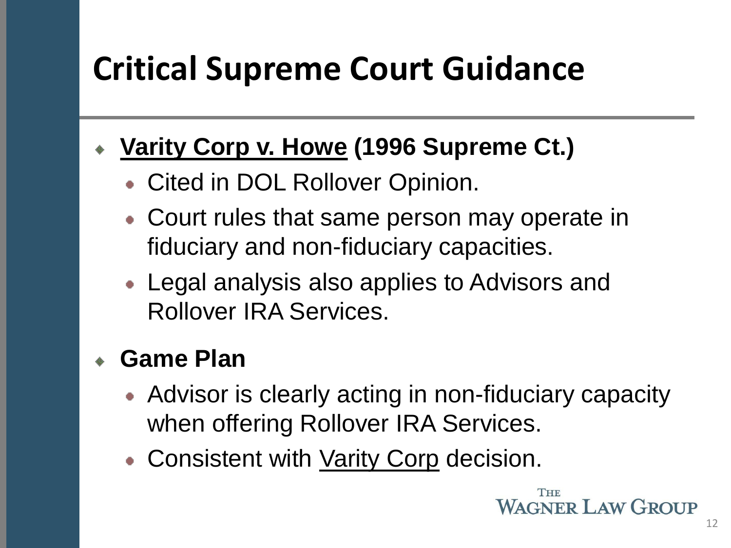# Critical Supreme Court Guidance

- **Varity Corp v. Howe (1996 Supreme Ct.)**
  - Cited in DOL Rollover Opinion.
  - Court rules that same person may operate in fiduciary and non-fiduciary capacities.
  - Legal analysis also applies to Advisors and Rollover IRA Services.
- **Game Plan**
  - Advisor is clearly acting in non-fiduciary capacity when offering Rollover IRA Services.
  - Consistent with Varity Corp decision.

THE WAGNER LAW GROUP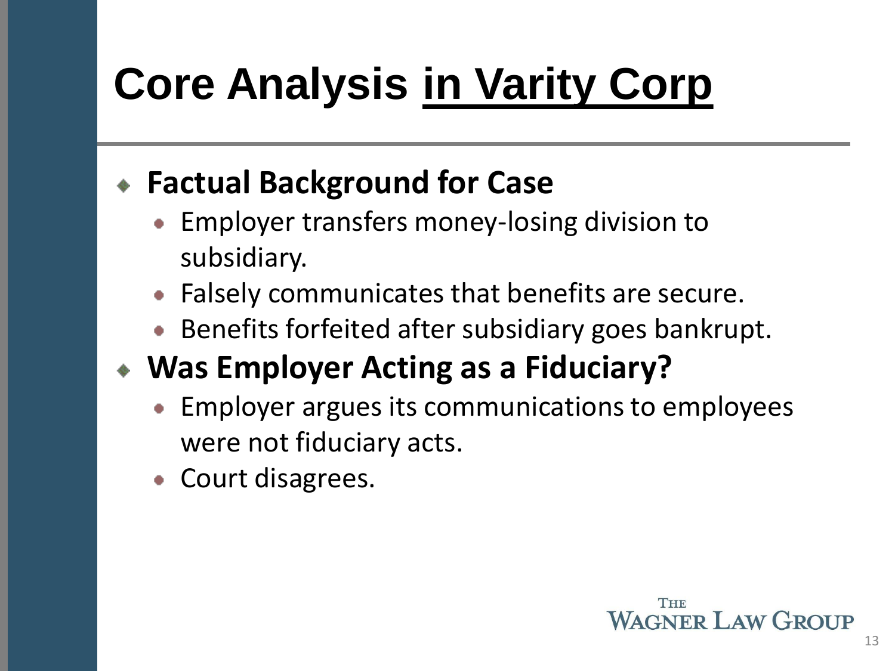# Core Analysis in Varity Corp

- **Factual Background for Case**
  - Employer transfers money-losing division to subsidiary.
  - Falsely communicates that benefits are secure.
  - Benefits forfeited after subsidiary goes bankrupt.
- **Was Employer Acting as a Fiduciary?**
  - Employer argues its communications to employees were not fiduciary acts.
  - Court disagrees.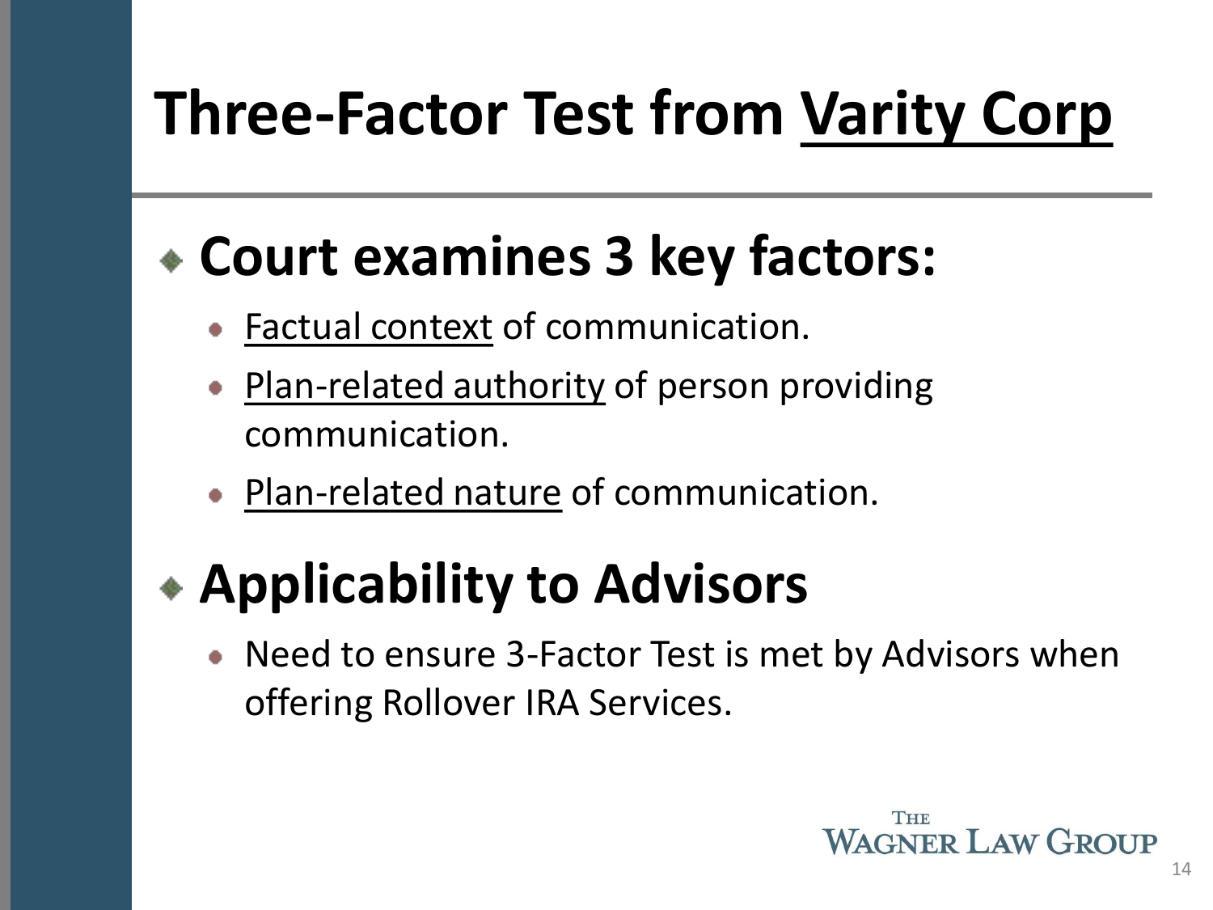# Three-Factor Test from Varity Corp

- **Court examines 3 key factors:**
  - Factual context of communication.
  - Plan-related authority of person providing communication.
  - Plan-related nature of communication.
- **Applicability to Advisors**
  - Need to ensure 3-Factor Test is met by Advisors when offering Rollover IRA Services.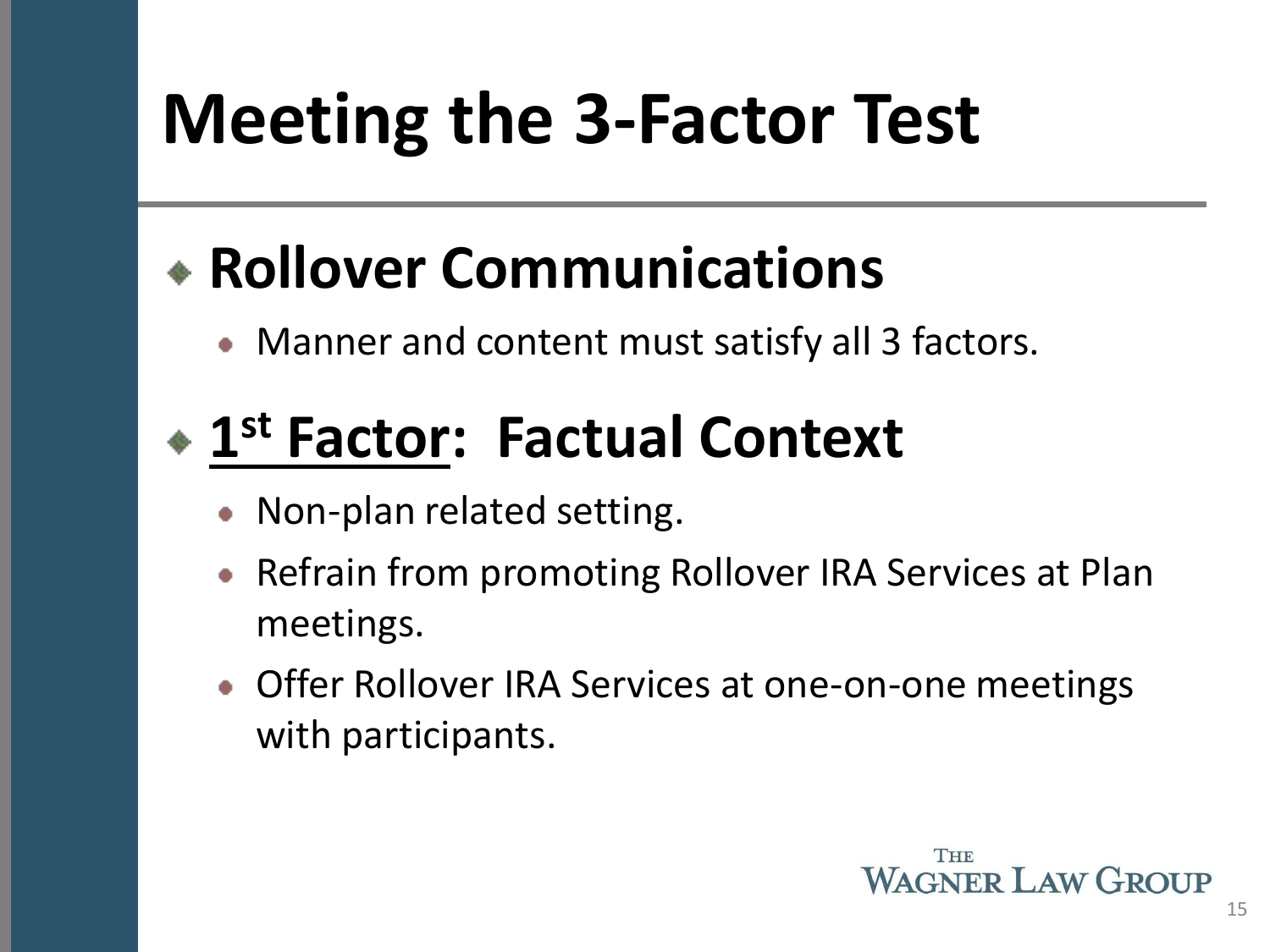# Meeting the 3-Factor Test

- **Rollover Communications**
  - Manner and content must satisfy all 3 factors.
- **1st Factor: Factual Context**
  - Non-plan related setting.
  - Refrain from promoting Rollover IRA Services at Plan meetings.
  - Offer Rollover IRA Services at one-on-one meetings with participants.

The Wagner Law Group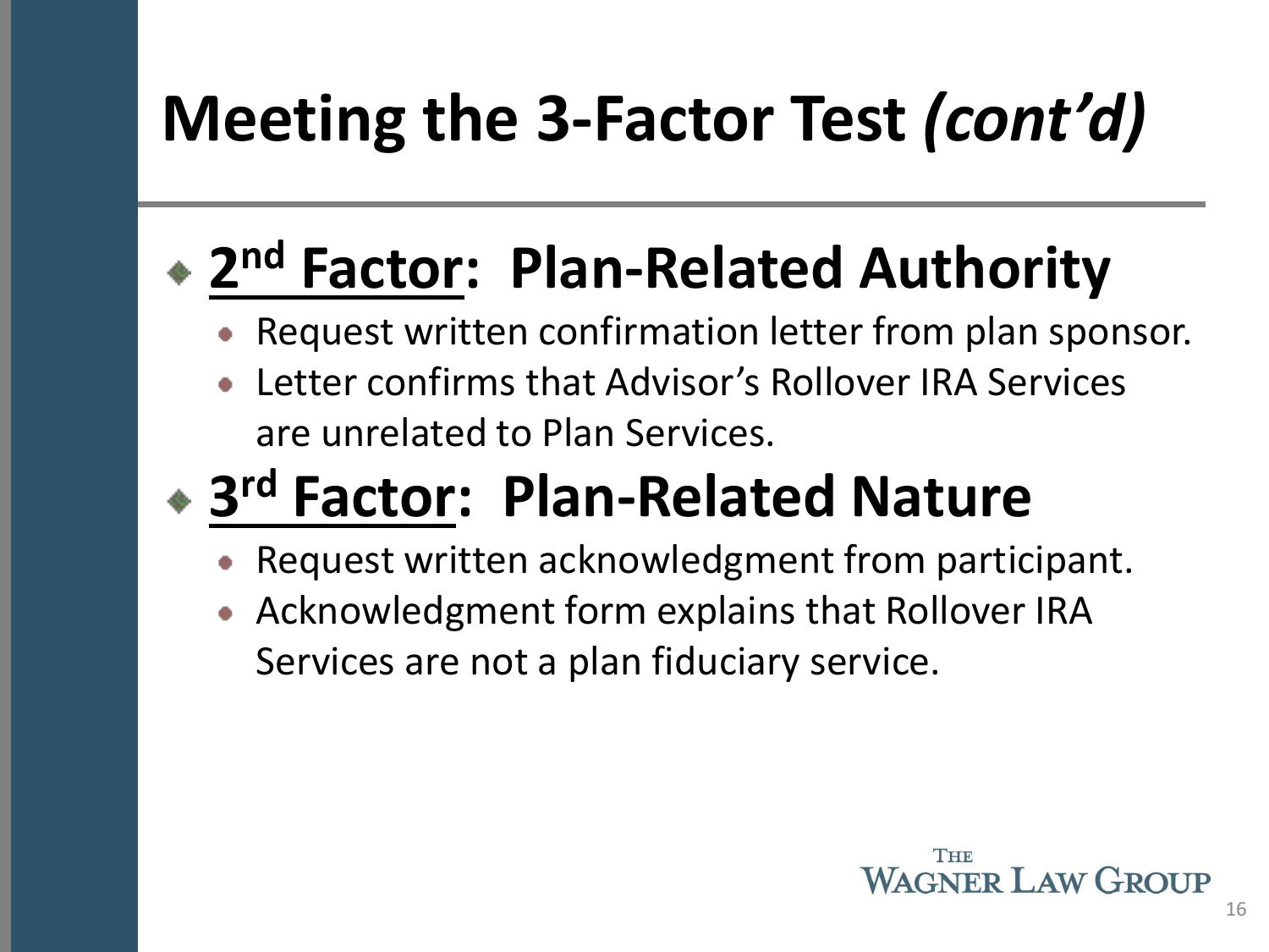# Meeting the 3-Factor Test *(cont'd)*

## 2nd Factor: Plan-Related Authority

- Request written confirmation letter from plan sponsor.
- Letter confirms that Advisor's Rollover IRA Services are unrelated to Plan Services.

## 3rd Factor: Plan-Related Nature

- Request written acknowledgment from participant.
- Acknowledgment form explains that Rollover IRA Services are not a plan fiduciary service.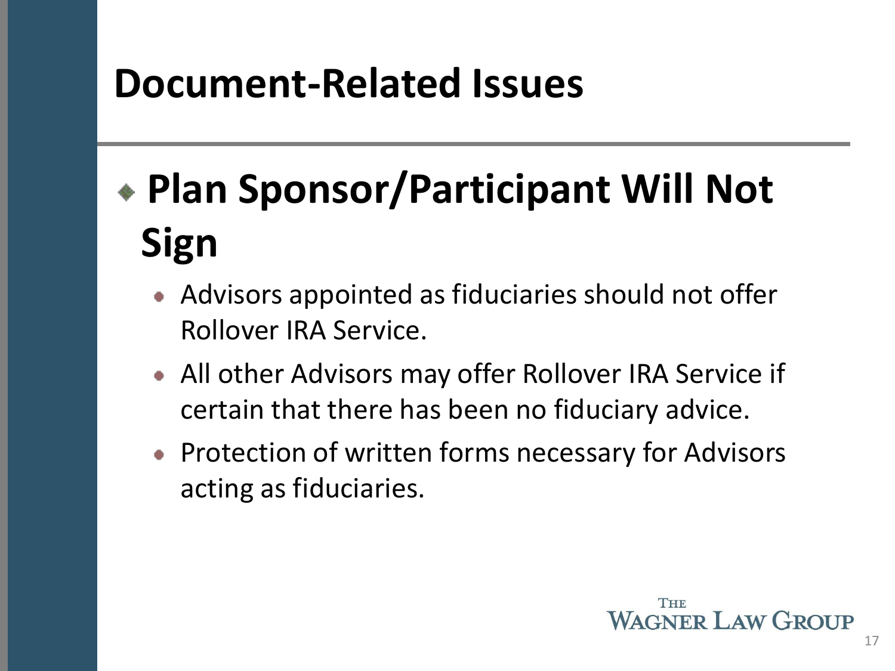# Document-Related Issues

- **Plan Sponsor/Participant Will Not Sign**
  - Advisors appointed as fiduciaries should not offer Rollover IRA Service.
  - All other Advisors may offer Rollover IRA Service if certain that there has been no fiduciary advice.
  - Protection of written forms necessary for Advisors acting as fiduciaries.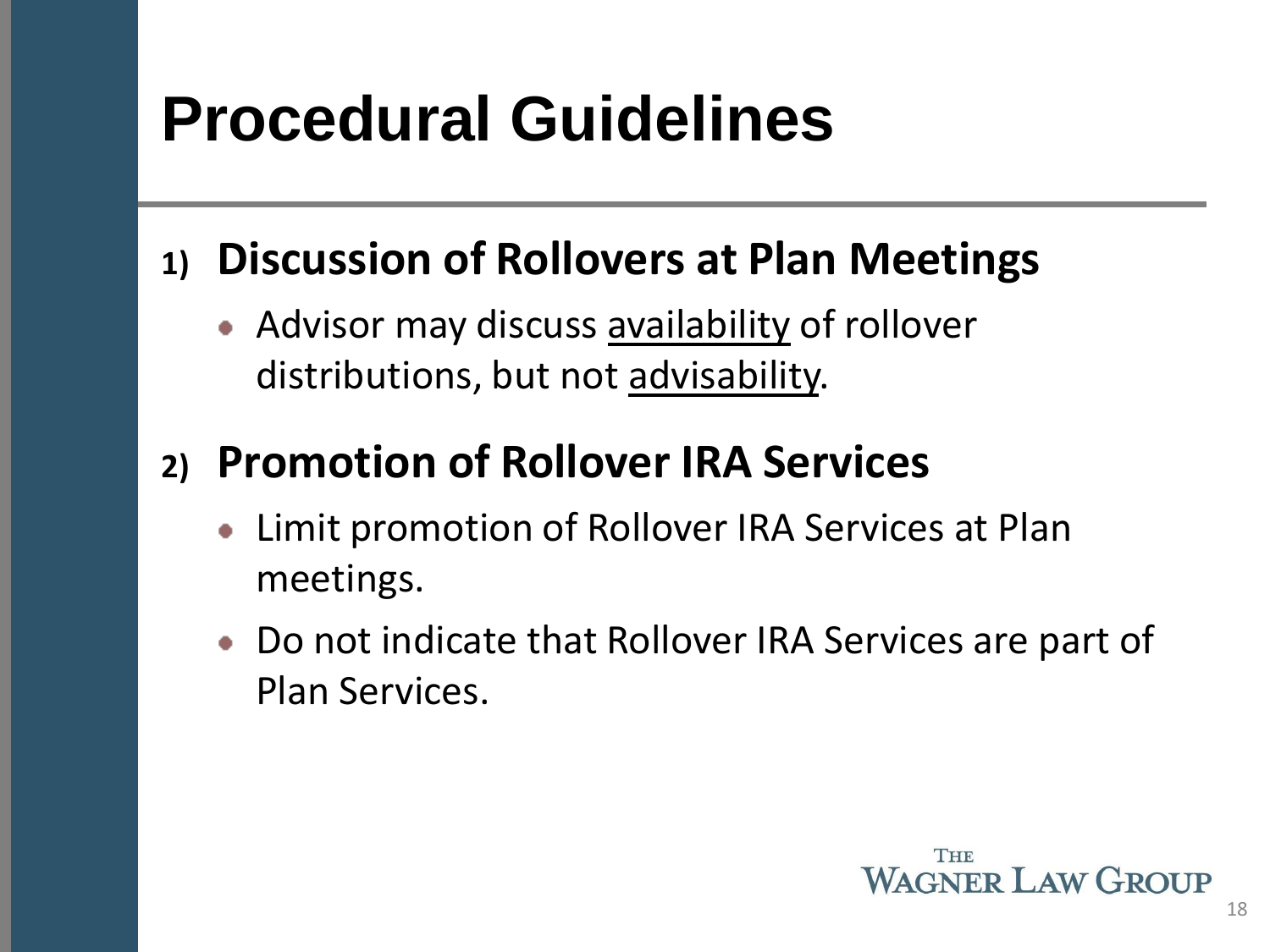# Procedural Guidelines

1) **Discussion of Rollovers at Plan Meetings**
   - Advisor may discuss <u>availability</u> of rollover distributions, but not <u>advisability</u>.

2) **Promotion of Rollover IRA Services**
   - Limit promotion of Rollover IRA Services at Plan meetings.
   - Do not indicate that Rollover IRA Services are part of Plan Services.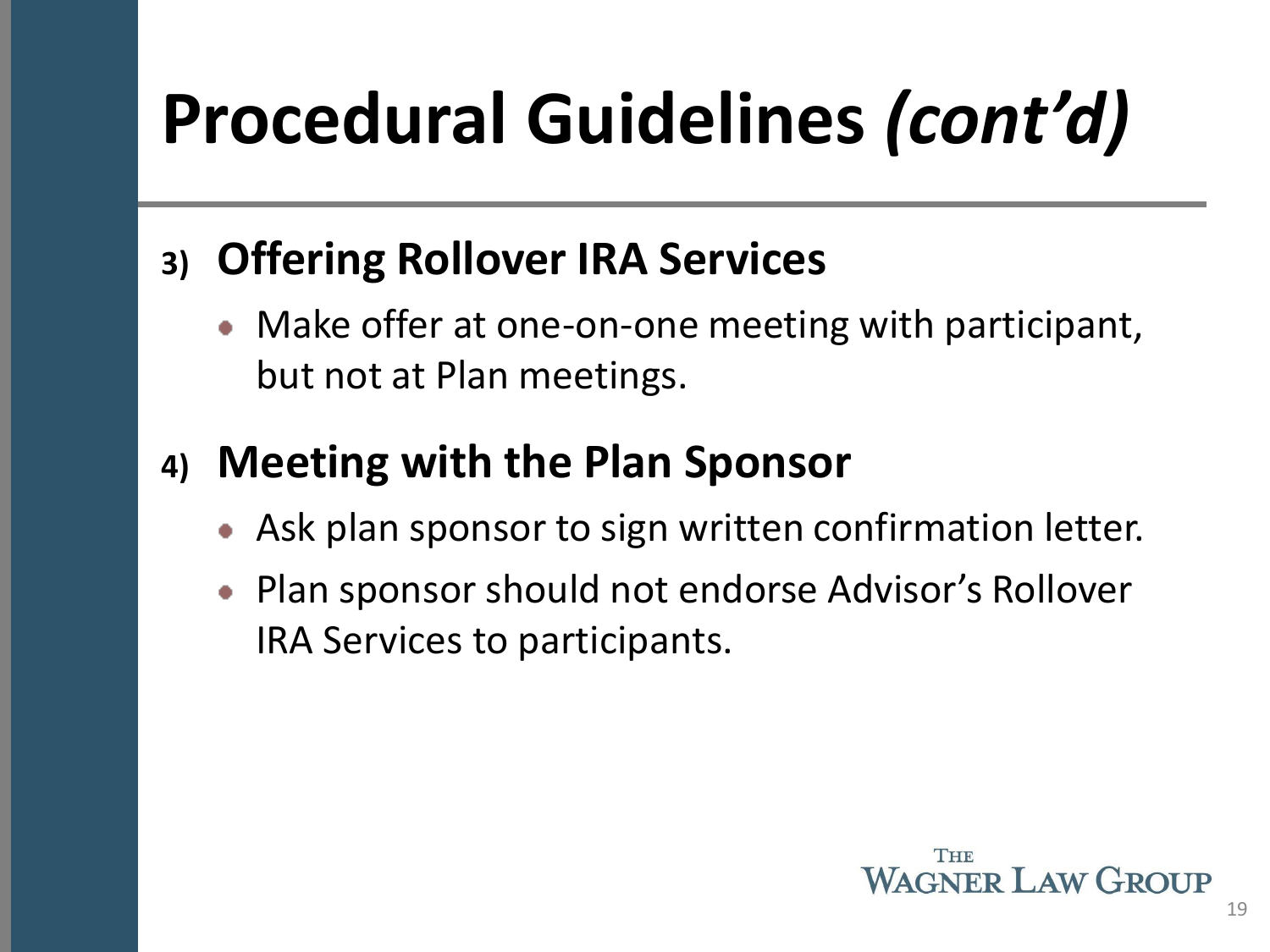# Procedural Guidelines *(cont'd)*

3) **Offering Rollover IRA Services**
   - Make offer at one-on-one meeting with participant, but not at Plan meetings.

4) **Meeting with the Plan Sponsor**
   - Ask plan sponsor to sign written confirmation letter.
   - Plan sponsor should not endorse Advisor's Rollover IRA Services to participants.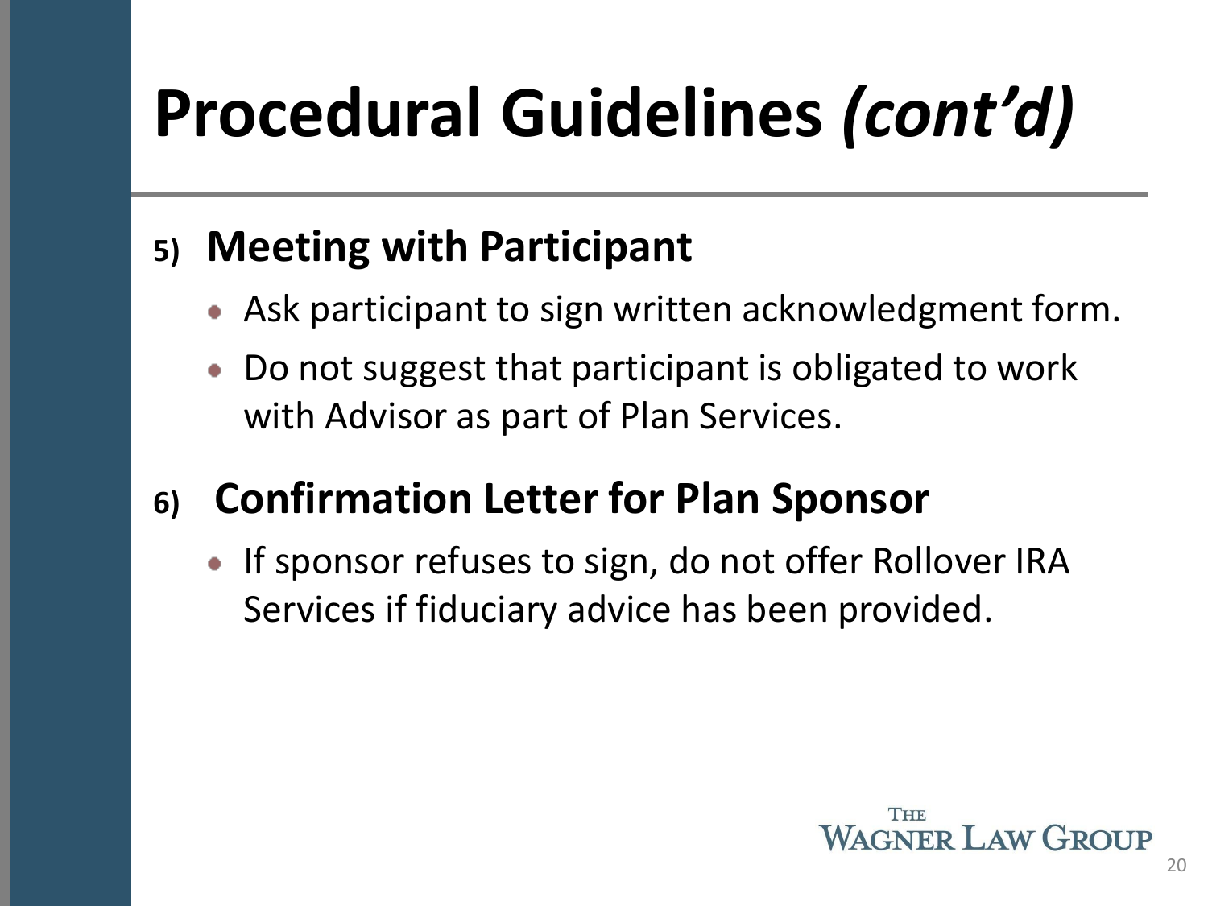# Procedural Guidelines *(cont'd)*

5) **Meeting with Participant**
   - Ask participant to sign written acknowledgment form.
   - Do not suggest that participant is obligated to work with Advisor as part of Plan Services.

6) **Confirmation Letter for Plan Sponsor**
   - If sponsor refuses to sign, do not offer Rollover IRA Services if fiduciary advice has been provided.

THE WAGNER LAW GROUP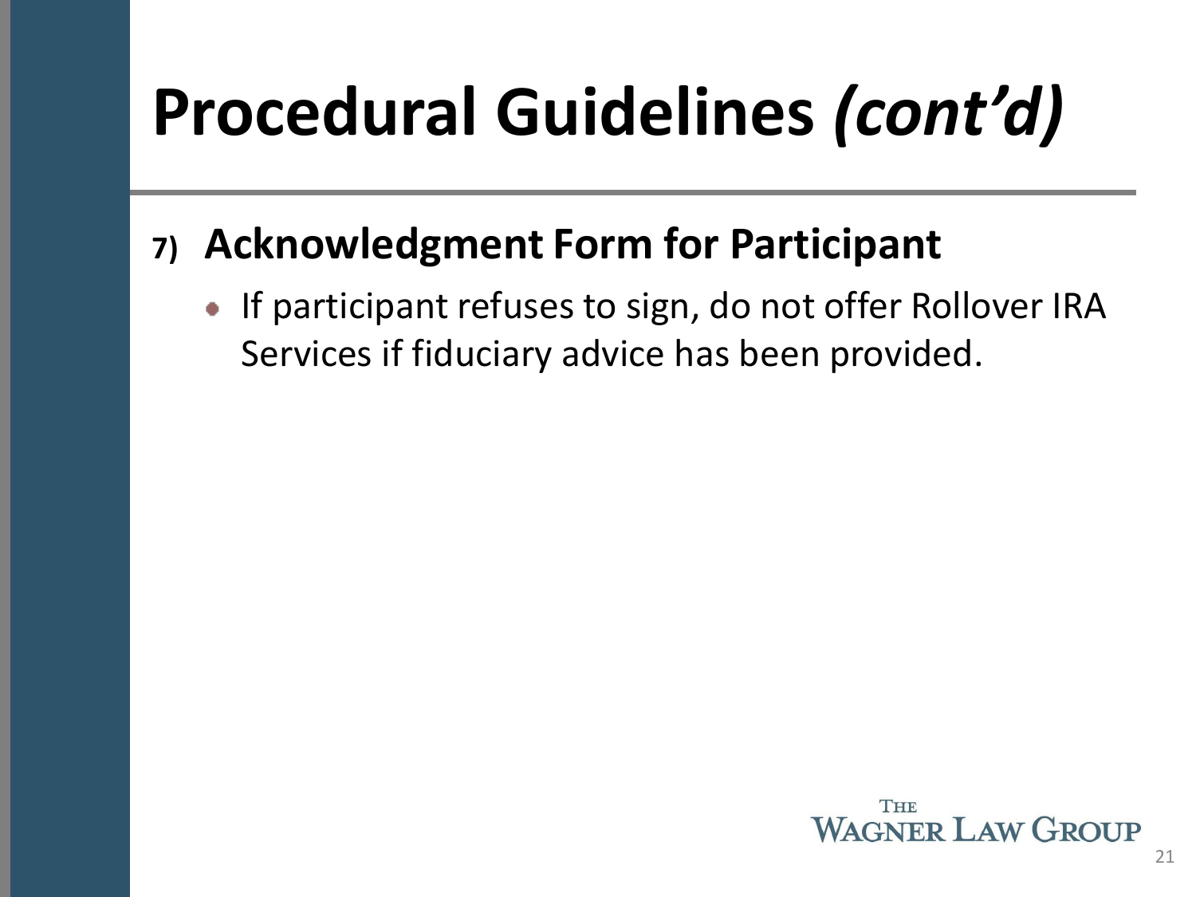# Procedural Guidelines *(cont'd)*

7) **Acknowledgment Form for Participant**

- If participant refuses to sign, do not offer Rollover IRA Services if fiduciary advice has been provided.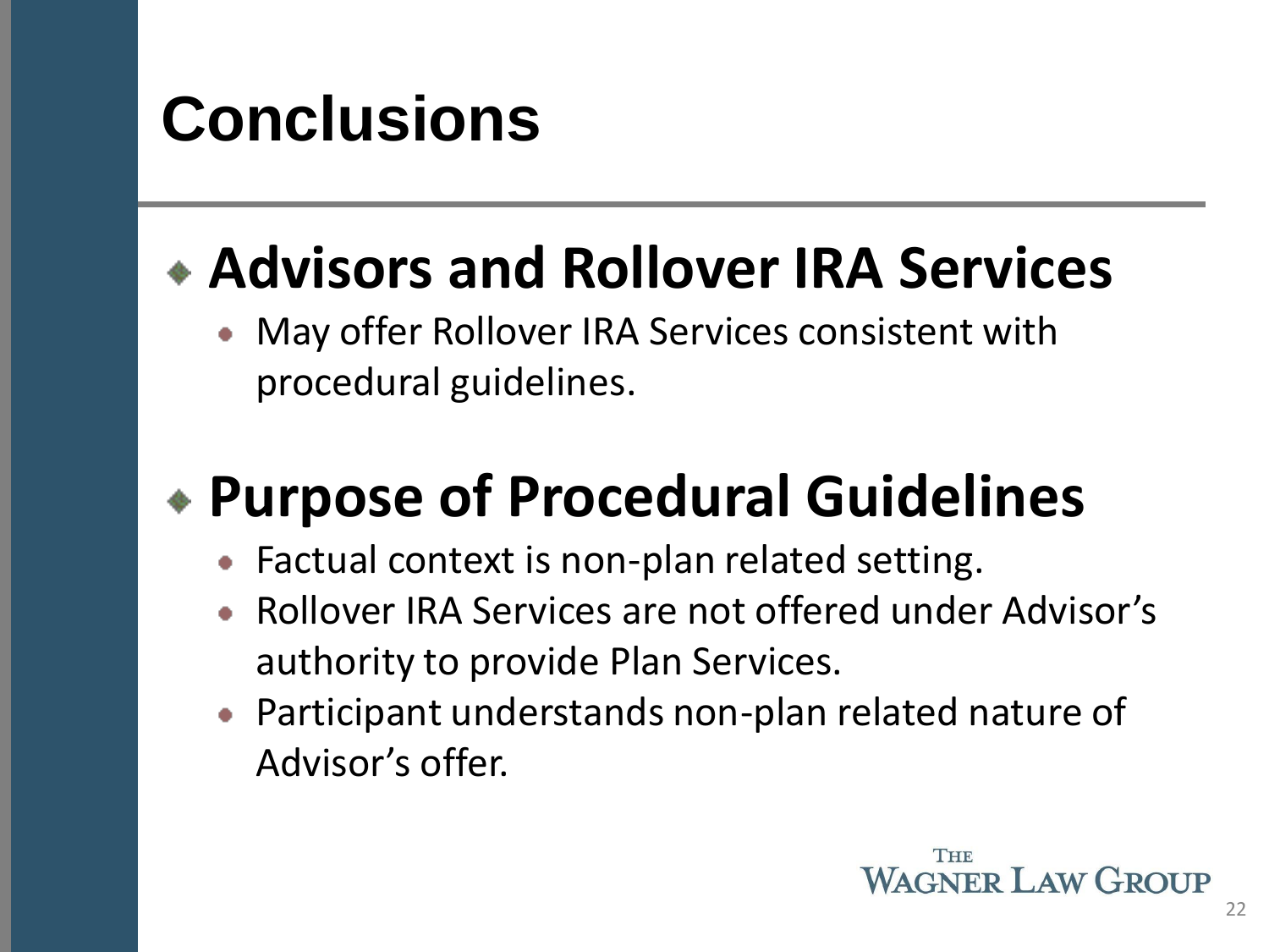# Conclusions

## Advisors and Rollover IRA Services

- May offer Rollover IRA Services consistent with procedural guidelines.

## Purpose of Procedural Guidelines

- Factual context is non-plan related setting.
- Rollover IRA Services are not offered under Advisor's authority to provide Plan Services.
- Participant understands non-plan related nature of Advisor's offer.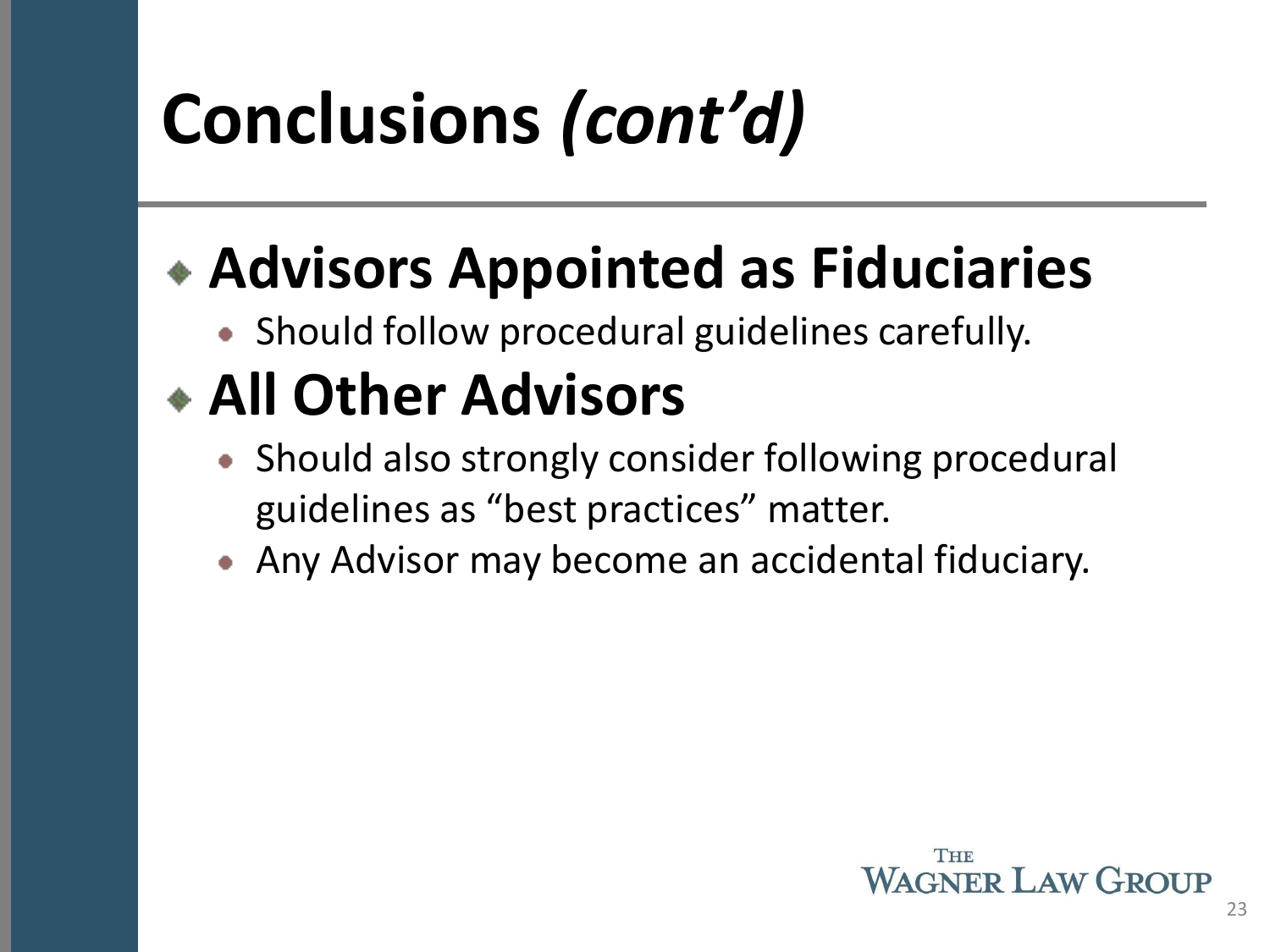# Conclusions *(cont'd)*

- **Advisors Appointed as Fiduciaries**
  - Should follow procedural guidelines carefully.
- **All Other Advisors**
  - Should also strongly consider following procedural guidelines as "best practices" matter.
  - Any Advisor may become an accidental fiduciary.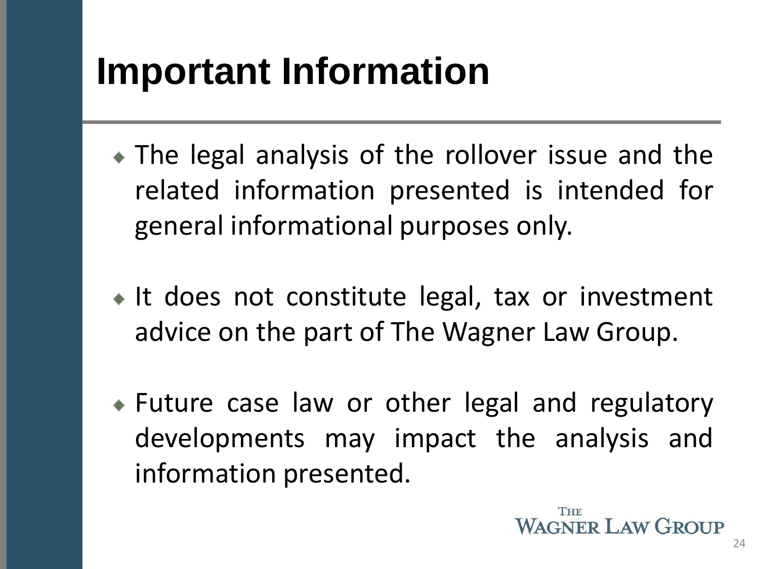# Important Information

- The legal analysis of the rollover issue and the related information presented is intended for general informational purposes only.
- It does not constitute legal, tax or investment advice on the part of The Wagner Law Group.
- Future case law or other legal and regulatory developments may impact the analysis and information presented.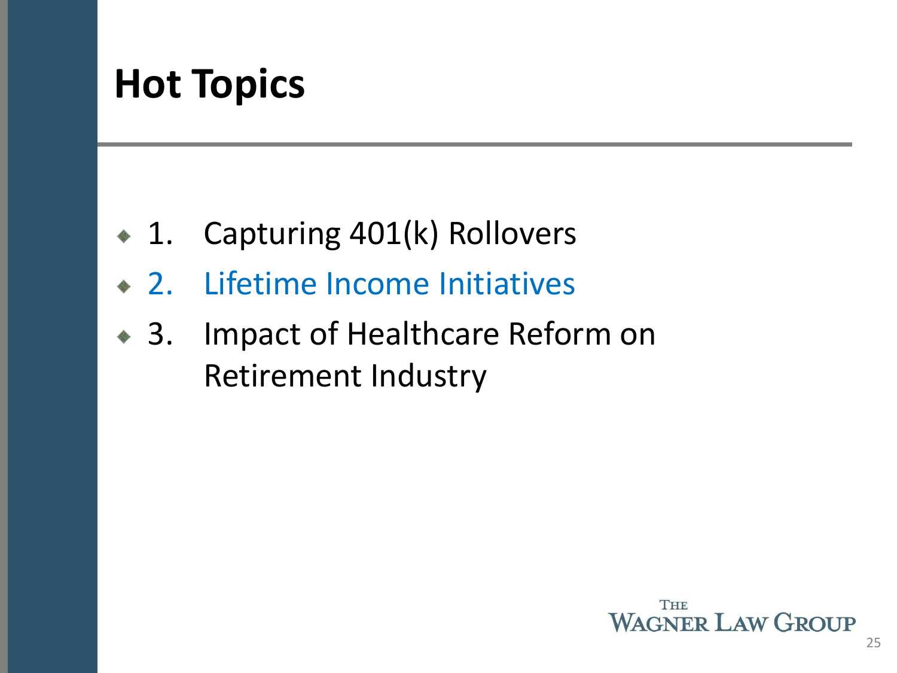# Hot Topics

1. Capturing 401(k) Rollovers
2. Lifetime Income Initiatives
3. Impact of Healthcare Reform on Retirement Industry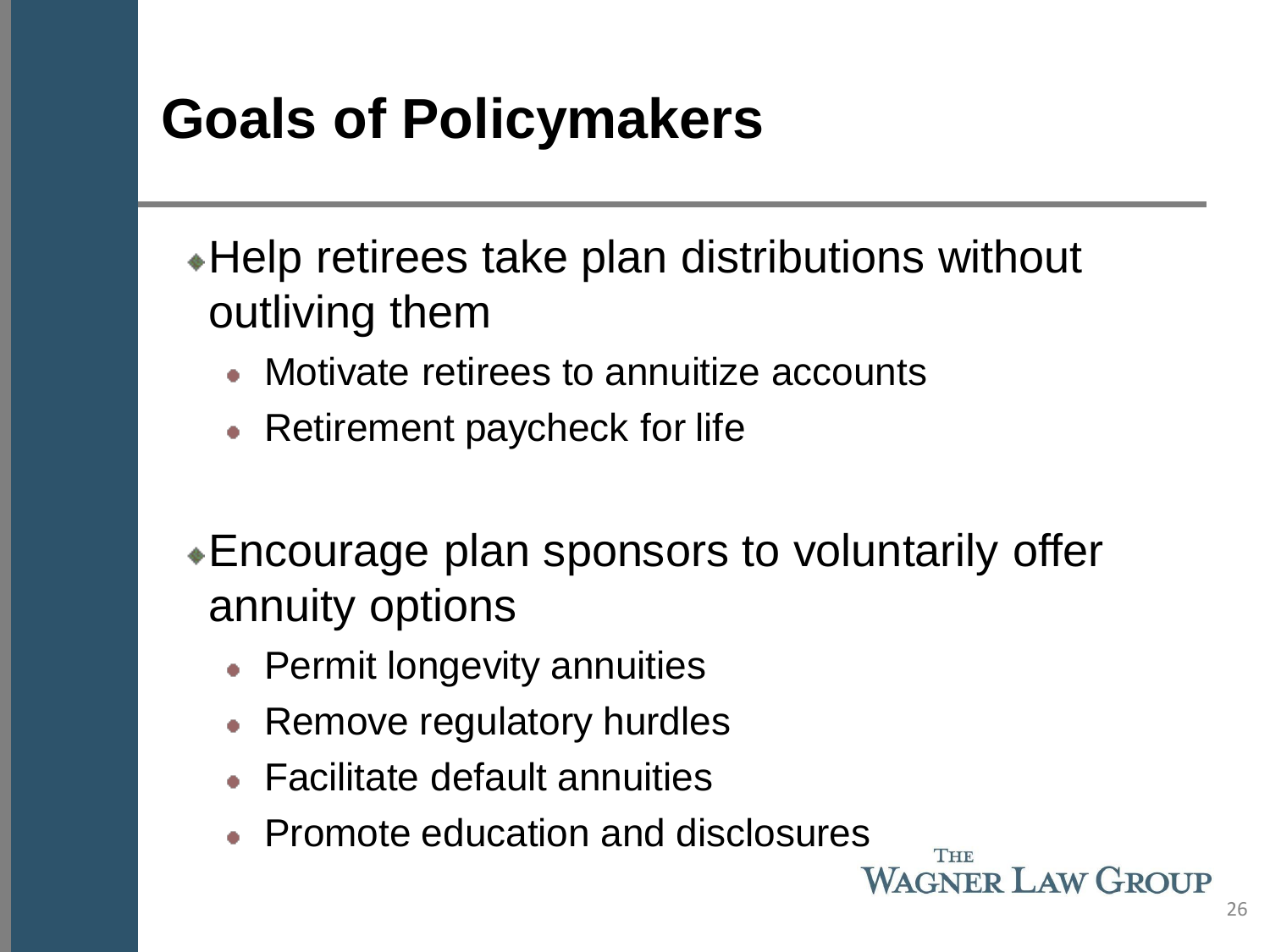# Goals of Policymakers

- Help retirees take plan distributions without outliving them
  - Motivate retirees to annuitize accounts
  - Retirement paycheck for life

- Encourage plan sponsors to voluntarily offer annuity options
  - Permit longevity annuities
  - Remove regulatory hurdles
  - Facilitate default annuities
  - Promote education and disclosures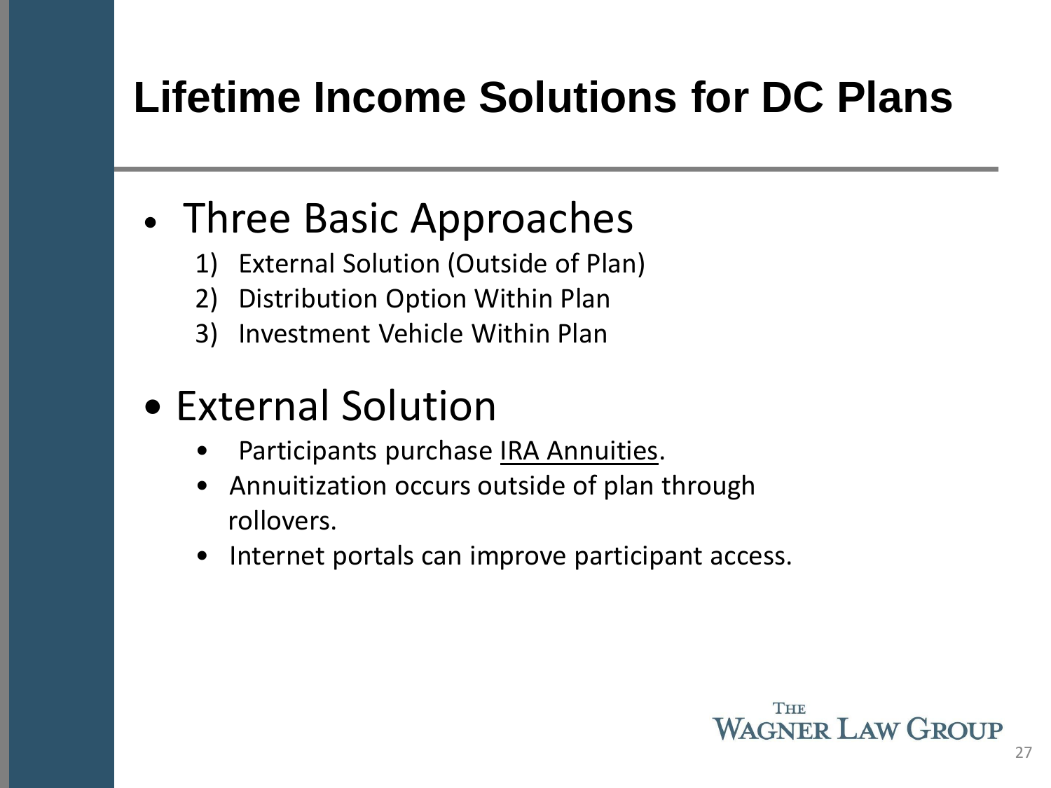# Lifetime Income Solutions for DC Plans

- Three Basic Approaches
  1) External Solution (Outside of Plan)
  2) Distribution Option Within Plan
  3) Investment Vehicle Within Plan

- External Solution
  - Participants purchase IRA Annuities.
  - Annuitization occurs outside of plan through rollovers.
  - Internet portals can improve participant access.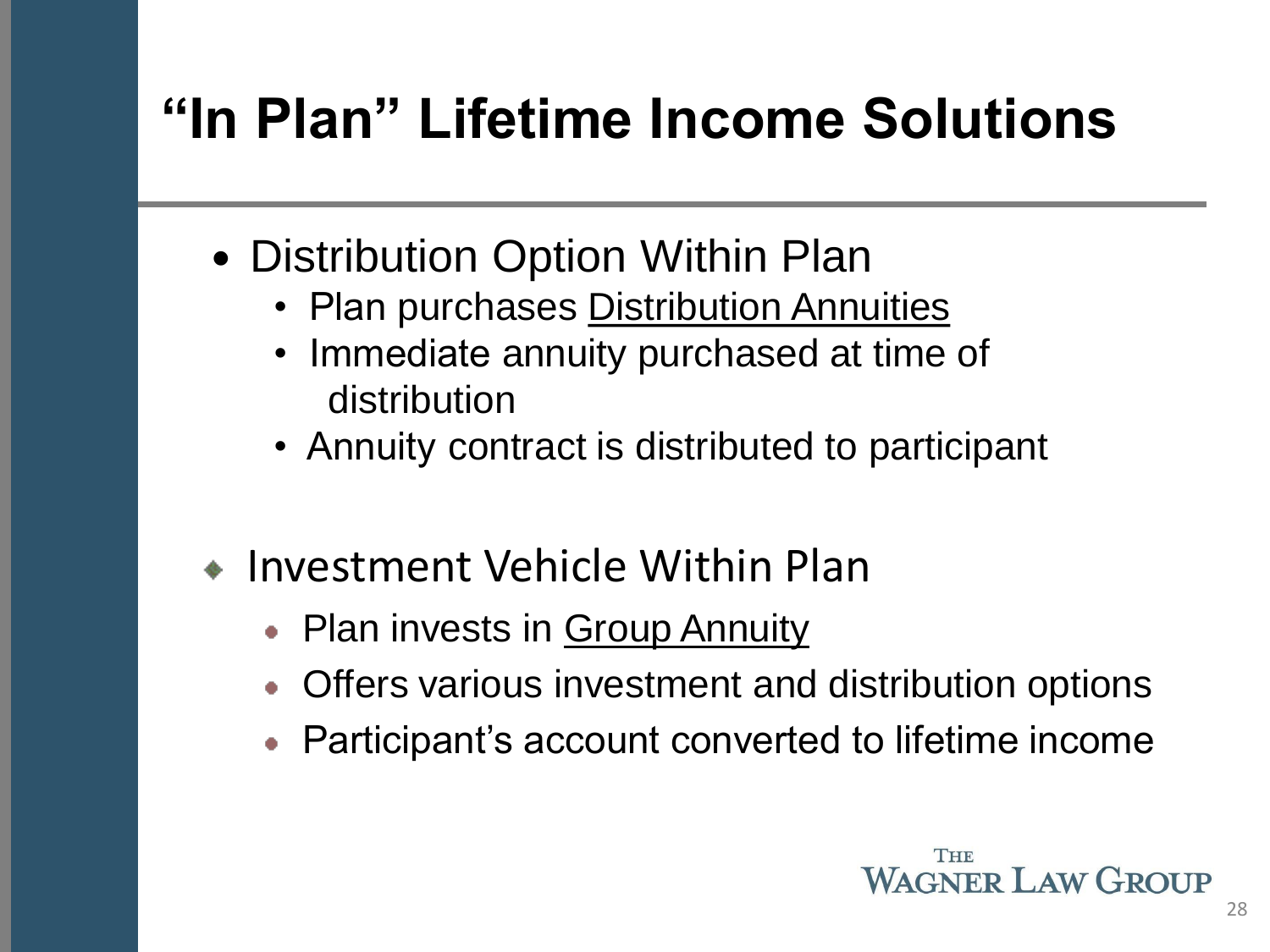# "In Plan" Lifetime Income Solutions

- Distribution Option Within Plan
  - Plan purchases Distribution Annuities
  - Immediate annuity purchased at time of distribution
  - Annuity contract is distributed to participant

- Investment Vehicle Within Plan
  - Plan invests in Group Annuity
  - Offers various investment and distribution options
  - Participant's account converted to lifetime income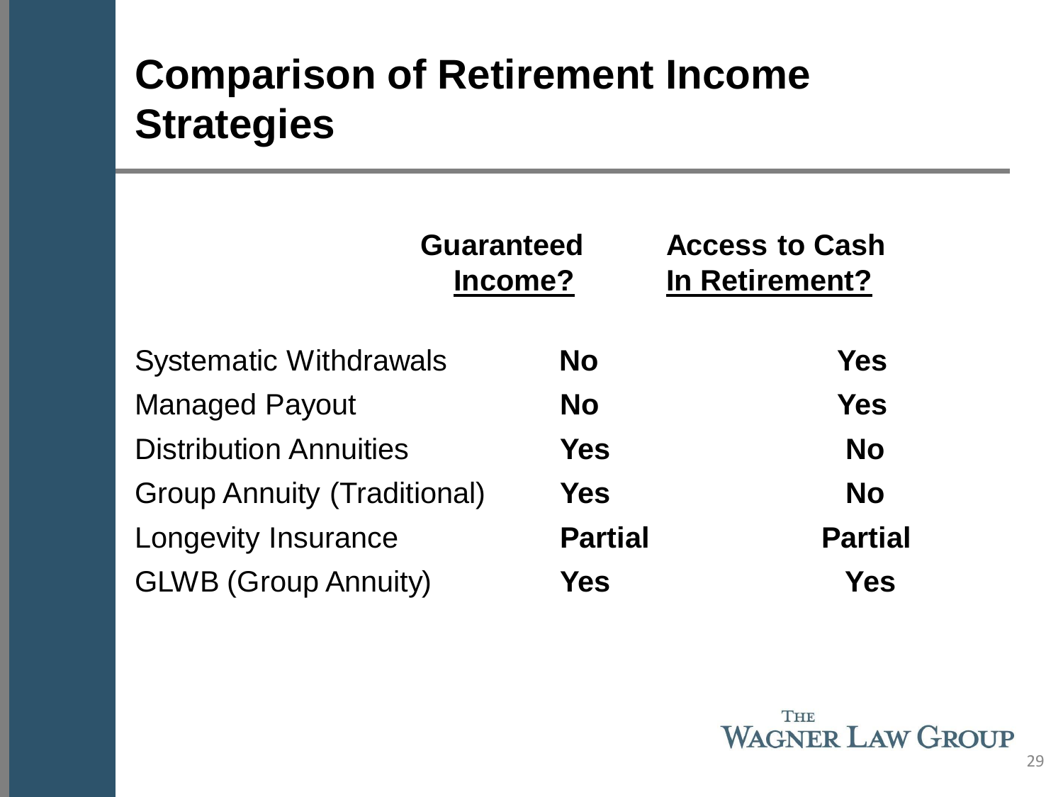# Comparison of Retirement Income Strategies

| | Guaranteed Income? | Access to Cash In Retirement? |
|---|---|---|
| Systematic Withdrawals | **No** | **Yes** |
| Managed Payout | **No** | **Yes** |
| Distribution Annuities | **Yes** | **No** |
| Group Annuity (Traditional) | **Yes** | **No** |
| Longevity Insurance | **Partial** | **Partial** |
| GLWB (Group Annuity) | **Yes** | **Yes** |

THE WAGNER LAW GROUP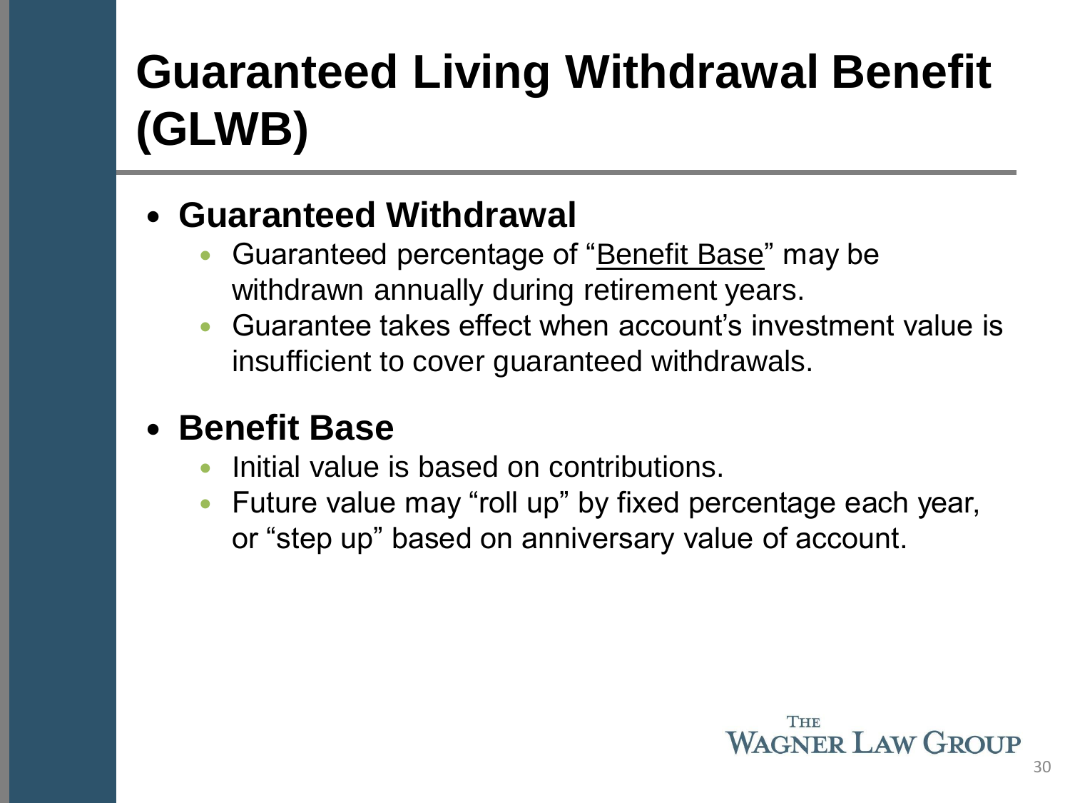# Guaranteed Living Withdrawal Benefit (GLWB)

- **Guaranteed Withdrawal**
  - Guaranteed percentage of "<u>Benefit Base</u>" may be withdrawn annually during retirement years.
  - Guarantee takes effect when account's investment value is insufficient to cover guaranteed withdrawals.
- **Benefit Base**
  - Initial value is based on contributions.
  - Future value may "roll up" by fixed percentage each year, or "step up" based on anniversary value of account.

THE WAGNER LAW GROUP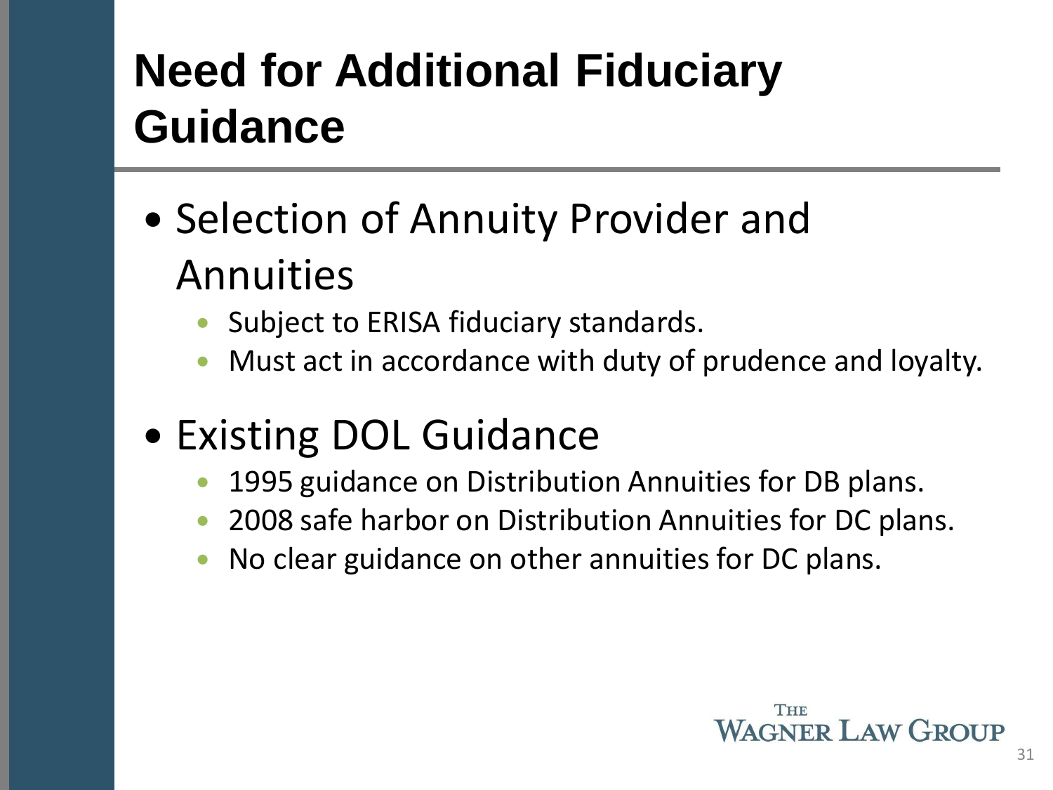# Need for Additional Fiduciary Guidance

- Selection of Annuity Provider and Annuities
  - Subject to ERISA fiduciary standards.
  - Must act in accordance with duty of prudence and loyalty.
- Existing DOL Guidance
  - 1995 guidance on Distribution Annuities for DB plans.
  - 2008 safe harbor on Distribution Annuities for DC plans.
  - No clear guidance on other annuities for DC plans.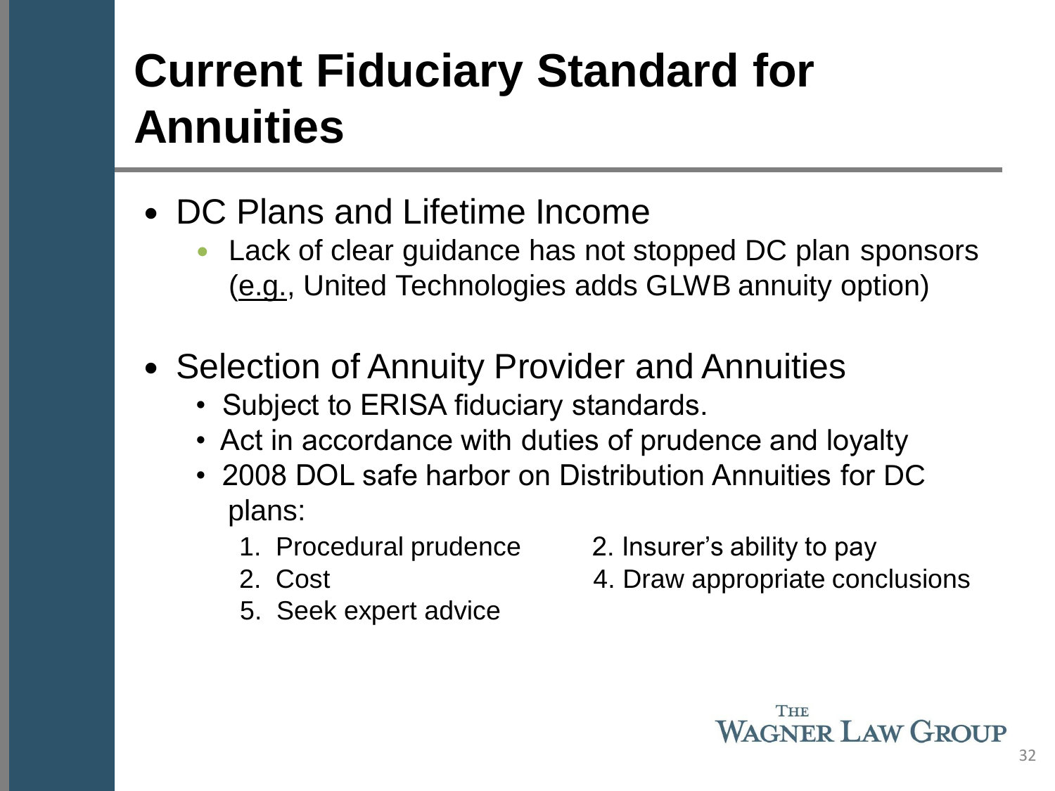# Current Fiduciary Standard for Annuities

- DC Plans and Lifetime Income
  - Lack of clear guidance has not stopped DC plan sponsors (e.g., United Technologies adds GLWB annuity option)

- Selection of Annuity Provider and Annuities
  - Subject to ERISA fiduciary standards.
  - Act in accordance with duties of prudence and loyalty
  - 2008 DOL safe harbor on Distribution Annuities for DC plans:
    1. Procedural prudence
    2. Insurer's ability to pay
    2. Cost
    4. Draw appropriate conclusions
    5. Seek expert advice

The Wagner Law Group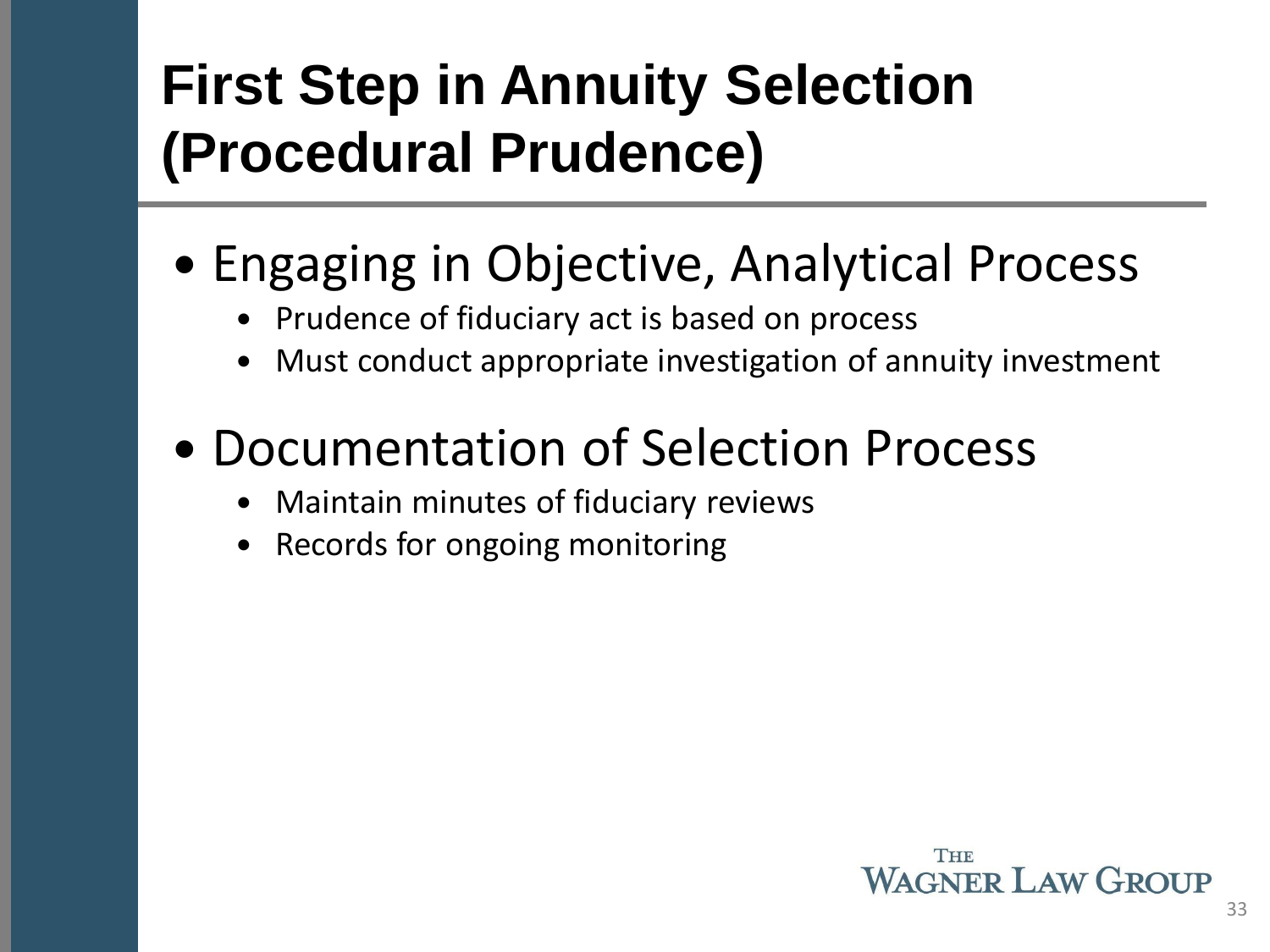# First Step in Annuity Selection (Procedural Prudence)

- Engaging in Objective, Analytical Process
  - Prudence of fiduciary act is based on process
  - Must conduct appropriate investigation of annuity investment
- Documentation of Selection Process
  - Maintain minutes of fiduciary reviews
  - Records for ongoing monitoring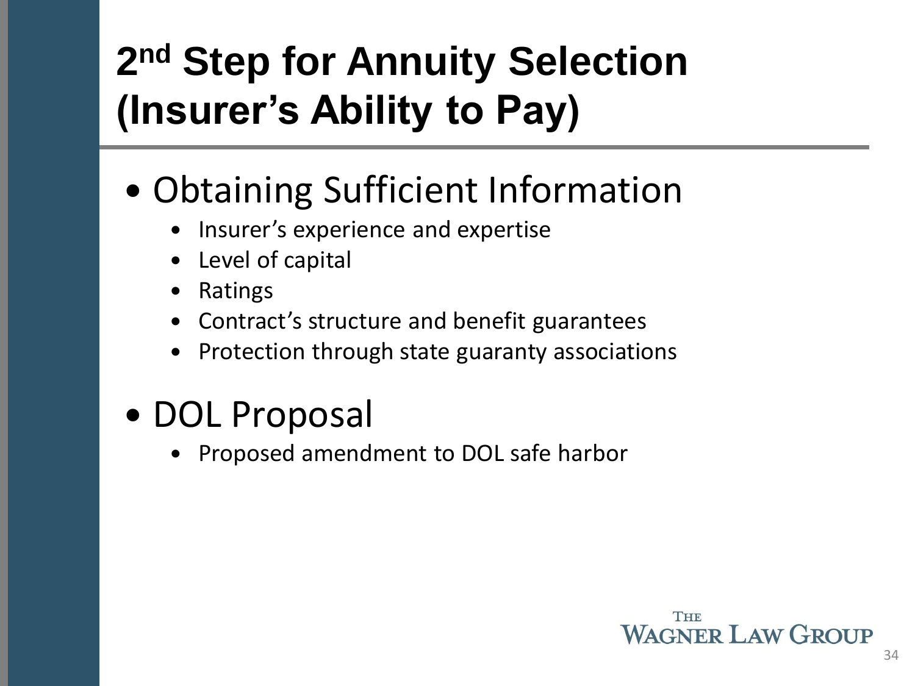# 2nd Step for Annuity Selection (Insurer's Ability to Pay)

- Obtaining Sufficient Information
  - Insurer's experience and expertise
  - Level of capital
  - Ratings
  - Contract's structure and benefit guarantees
  - Protection through state guaranty associations
- DOL Proposal
  - Proposed amendment to DOL safe harbor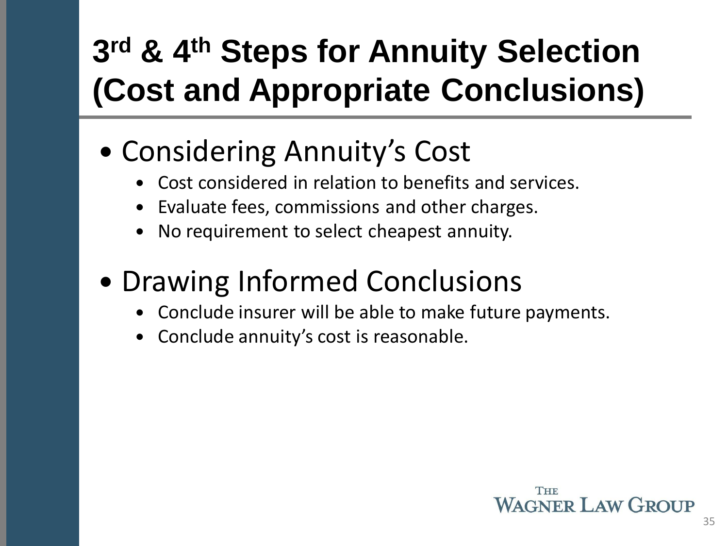# 3rd & 4th Steps for Annuity Selection (Cost and Appropriate Conclusions)

- Considering Annuity's Cost
  - Cost considered in relation to benefits and services.
  - Evaluate fees, commissions and other charges.
  - No requirement to select cheapest annuity.
- Drawing Informed Conclusions
  - Conclude insurer will be able to make future payments.
  - Conclude annuity's cost is reasonable.

THE WAGNER LAW GROUP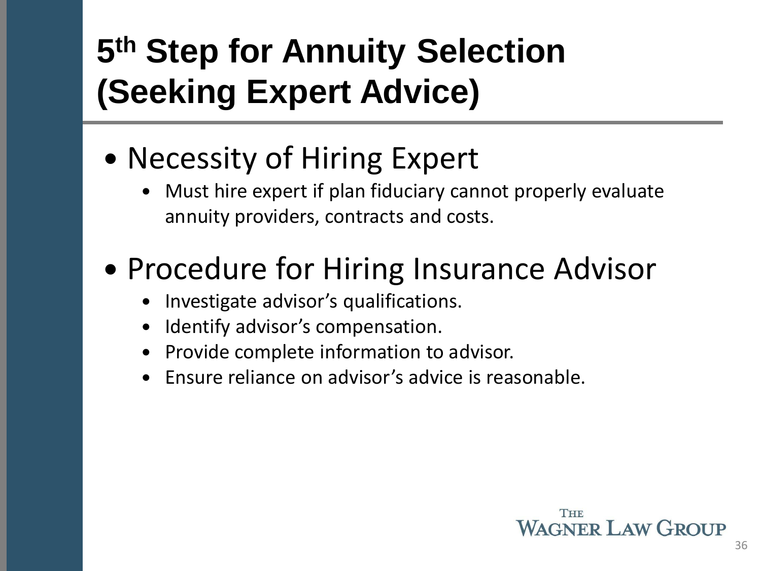# 5th Step for Annuity Selection (Seeking Expert Advice)

- Necessity of Hiring Expert
  - Must hire expert if plan fiduciary cannot properly evaluate annuity providers, contracts and costs.
- Procedure for Hiring Insurance Advisor
  - Investigate advisor's qualifications.
  - Identify advisor's compensation.
  - Provide complete information to advisor.
  - Ensure reliance on advisor's advice is reasonable.

THE WAGNER LAW GROUP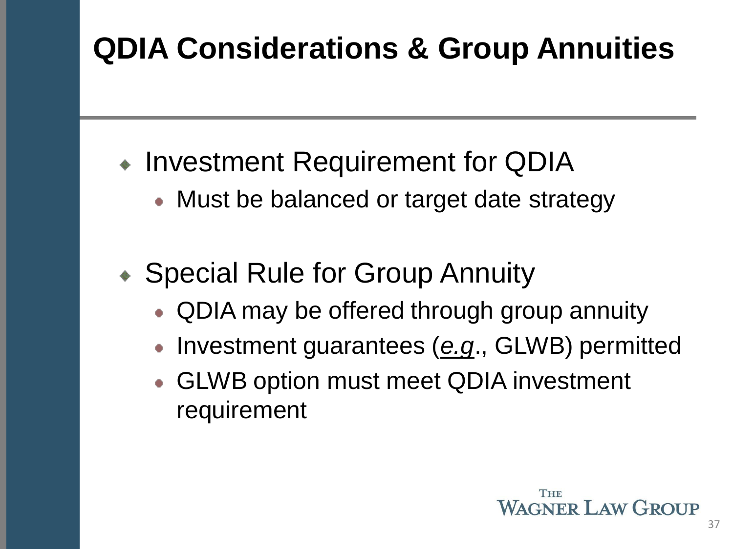# QDIA Considerations & Group Annuities

- Investment Requirement for QDIA
  - Must be balanced or target date strategy

- Special Rule for Group Annuity
  - QDIA may be offered through group annuity
  - Investment guarantees (*e.g*., GLWB) permitted
  - GLWB option must meet QDIA investment requirement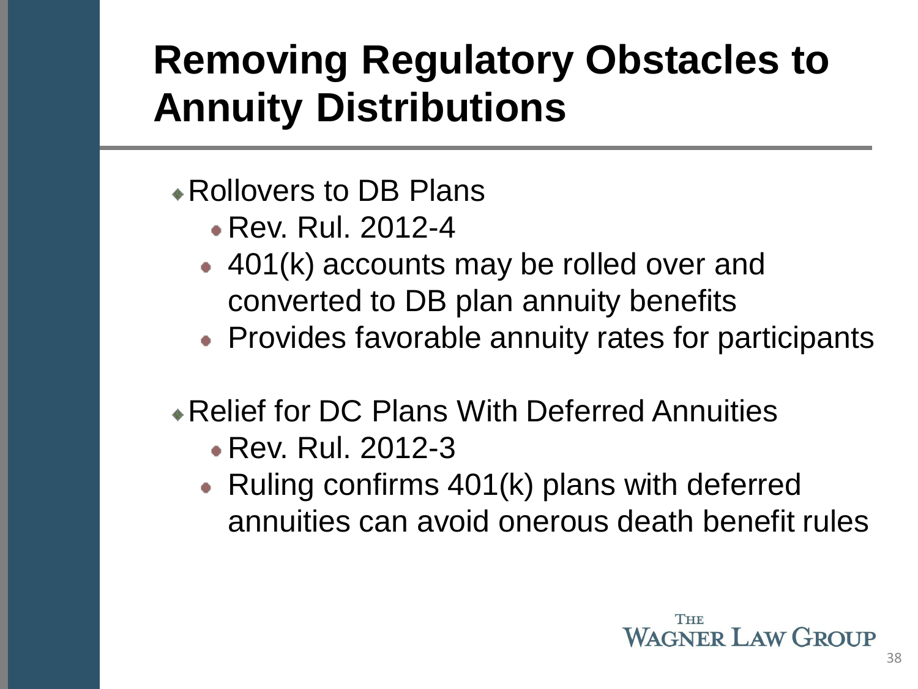# Removing Regulatory Obstacles to Annuity Distributions

- Rollovers to DB Plans
  - Rev. Rul. 2012-4
  - 401(k) accounts may be rolled over and converted to DB plan annuity benefits
  - Provides favorable annuity rates for participants

- Relief for DC Plans With Deferred Annuities
  - Rev. Rul. 2012-3
  - Ruling confirms 401(k) plans with deferred annuities can avoid onerous death benefit rules

THE WAGNER LAW GROUP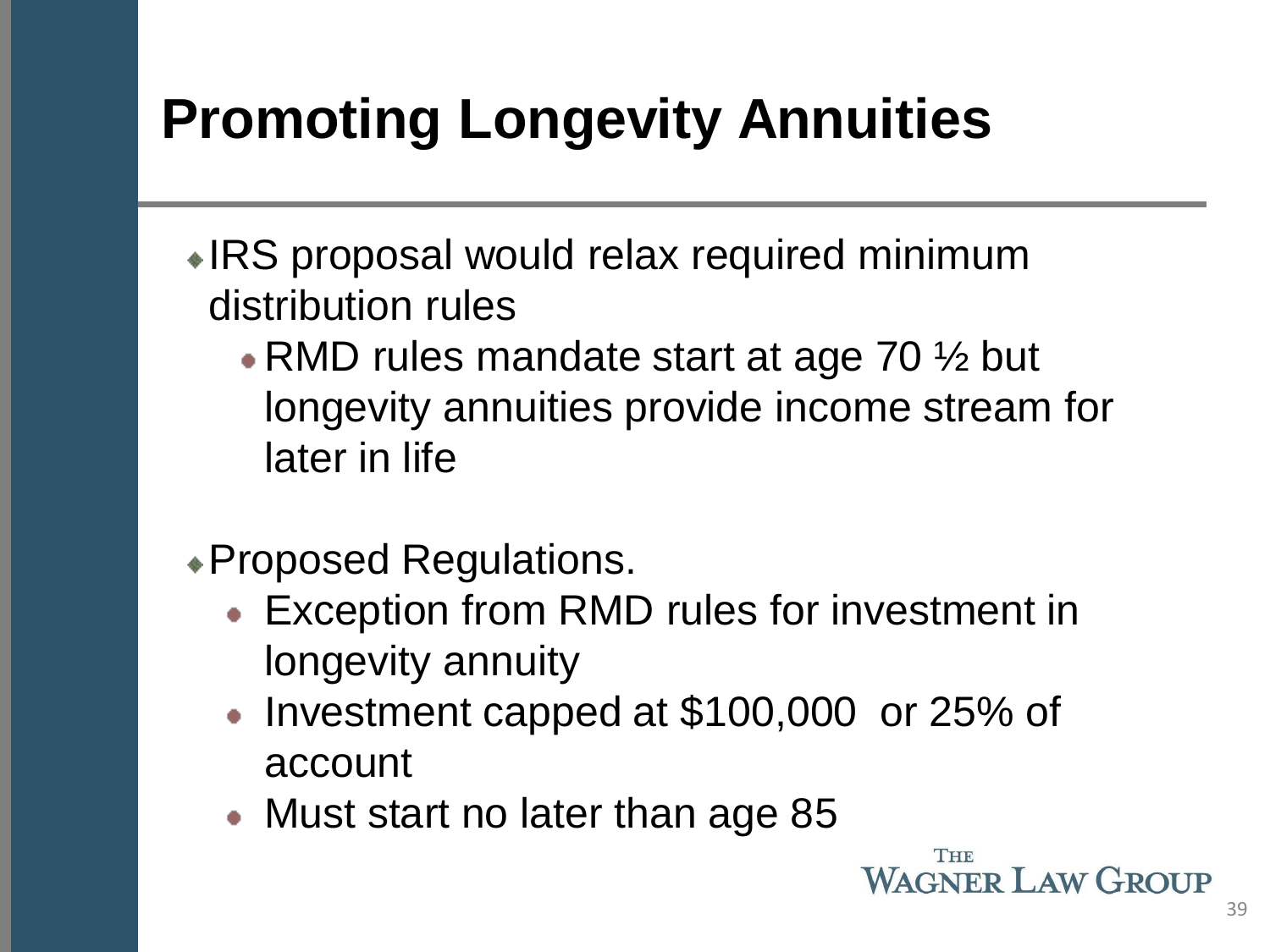# Promoting Longevity Annuities

- IRS proposal would relax required minimum distribution rules
  - RMD rules mandate start at age 70 ½ but longevity annuities provide income stream for later in life

- Proposed Regulations.
  - Exception from RMD rules for investment in longevity annuity
  - Investment capped at $100,000  or 25% of account
  - Must start no later than age 85

THE WAGNER LAW GROUP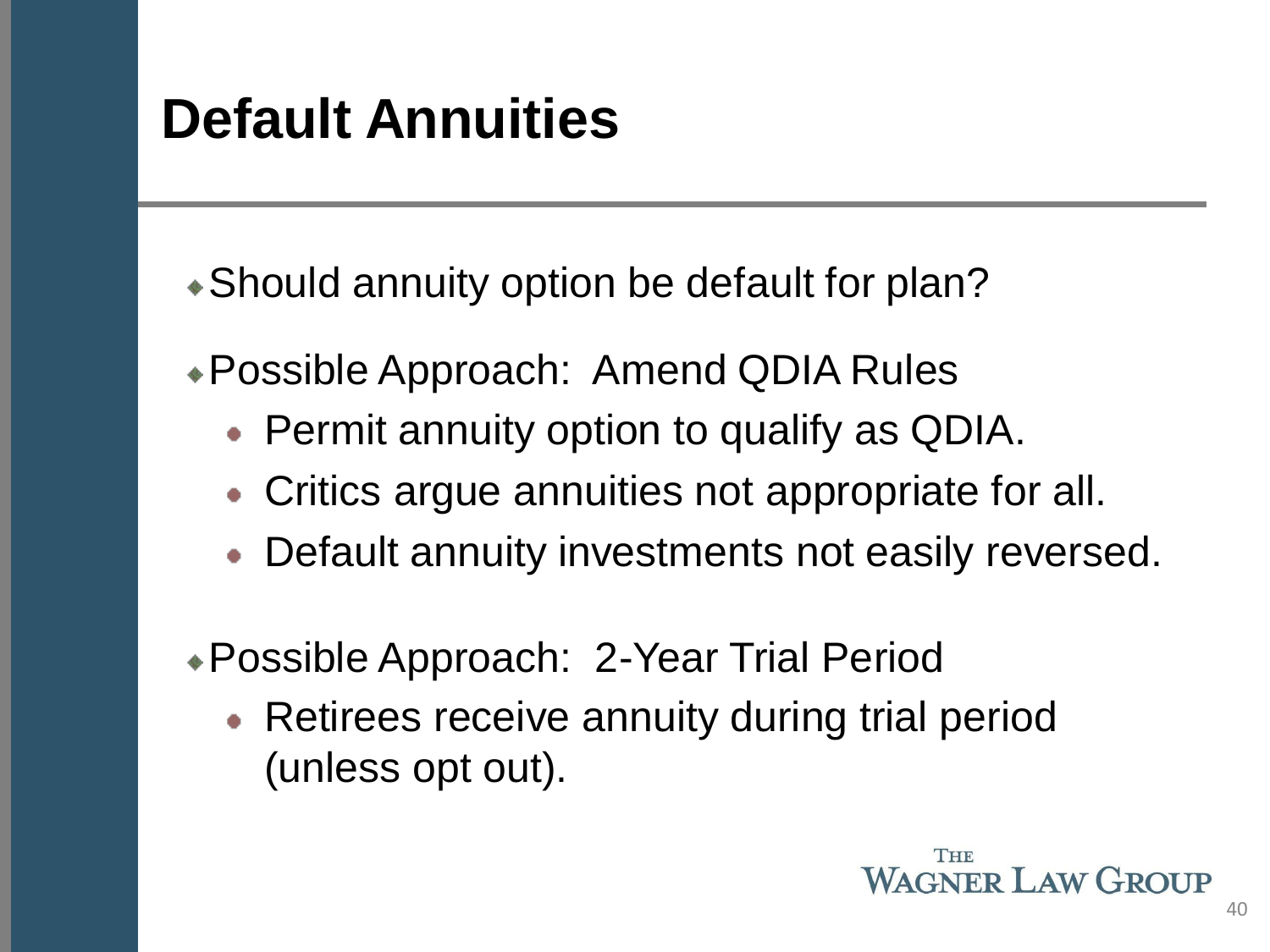# Default Annuities

- Should annuity option be default for plan?
- Possible Approach: Amend QDIA Rules
  - Permit annuity option to qualify as QDIA.
  - Critics argue annuities not appropriate for all.
  - Default annuity investments not easily reversed.
- Possible Approach: 2-Year Trial Period
  - Retirees receive annuity during trial period (unless opt out).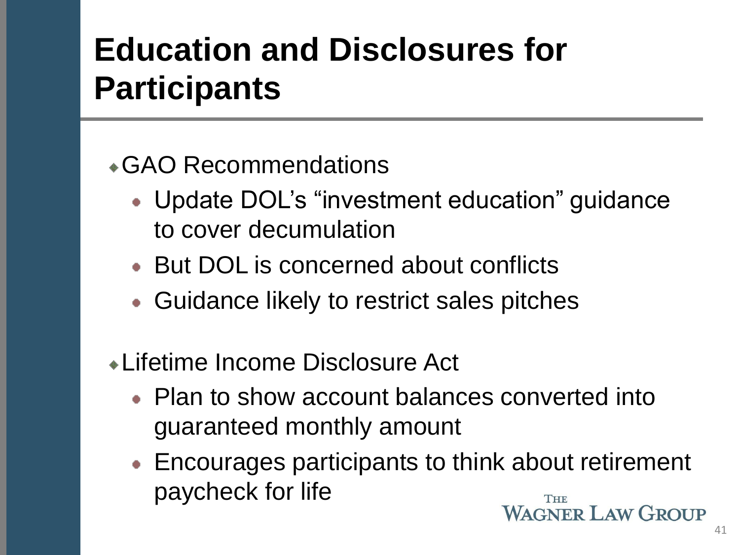# Education and Disclosures for Participants

- GAO Recommendations
  - Update DOL's "investment education" guidance to cover decumulation
  - But DOL is concerned about conflicts
  - Guidance likely to restrict sales pitches
- Lifetime Income Disclosure Act
  - Plan to show account balances converted into guaranteed monthly amount
  - Encourages participants to think about retirement paycheck for life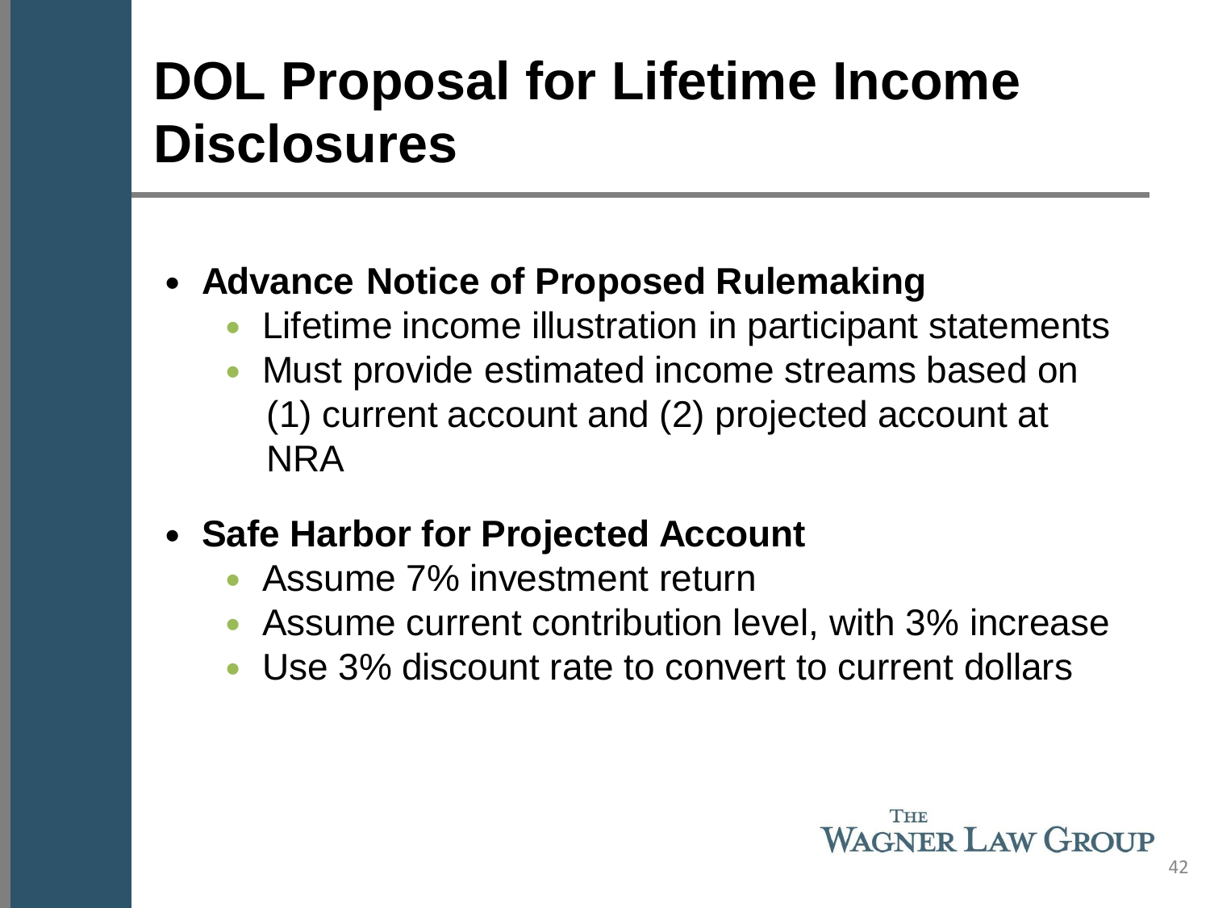# DOL Proposal for Lifetime Income Disclosures

- **Advance Notice of Proposed Rulemaking**
  - Lifetime income illustration in participant statements
  - Must provide estimated income streams based on (1) current account and (2) projected account at NRA
- **Safe Harbor for Projected Account**
  - Assume 7% investment return
  - Assume current contribution level, with 3% increase
  - Use 3% discount rate to convert to current dollars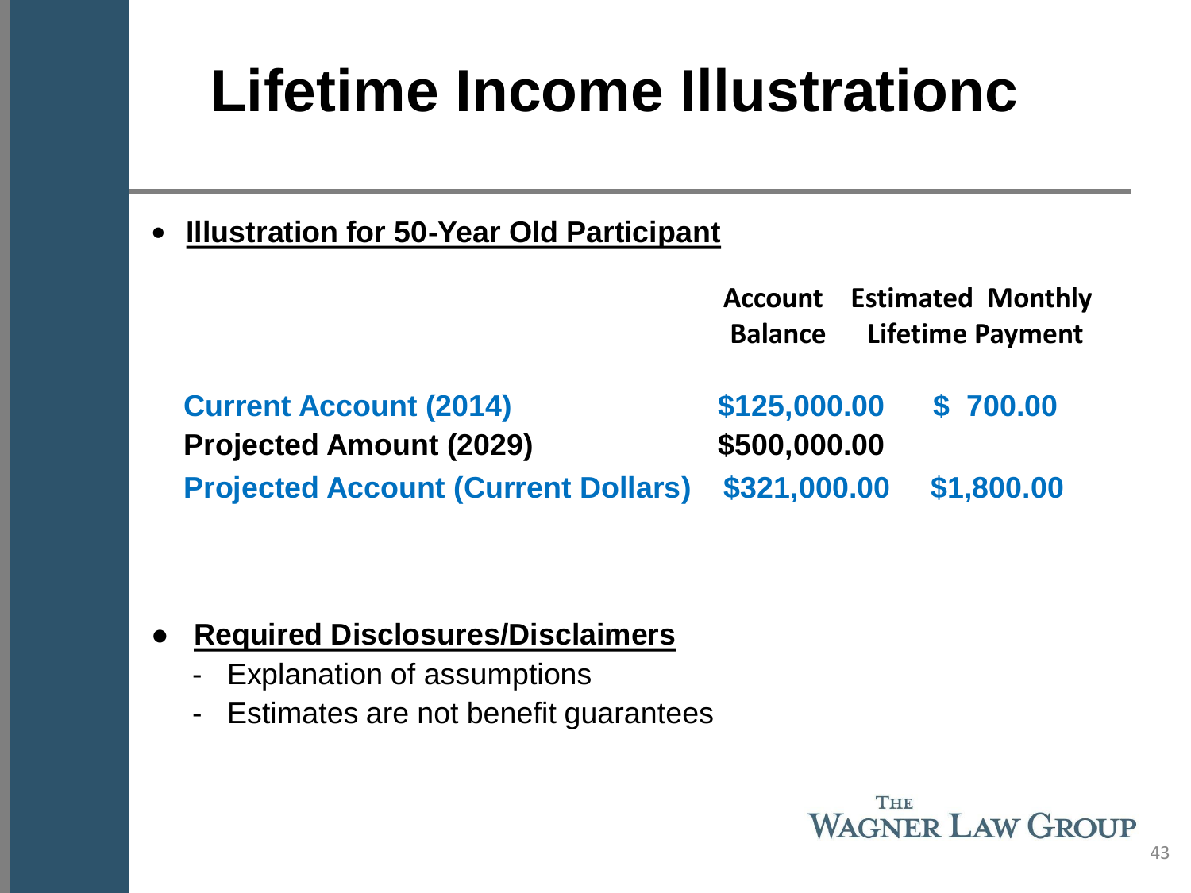# Lifetime Income Illustrationc

- **Illustration for 50-Year Old Participant**

| | Account Balance | Estimated Monthly Lifetime Payment |
|---|---|---|
| **Current Account (2014)** | **$125,000.00** | **$ 700.00** |
| **Projected Amount (2029)** | **$500,000.00** | |
| **Projected Account (Current Dollars)** | **$321,000.00** | **$1,800.00** |

- **Required Disclosures/Disclaimers**
  - Explanation of assumptions
  - Estimates are not benefit guarantees

The Wagner Law Group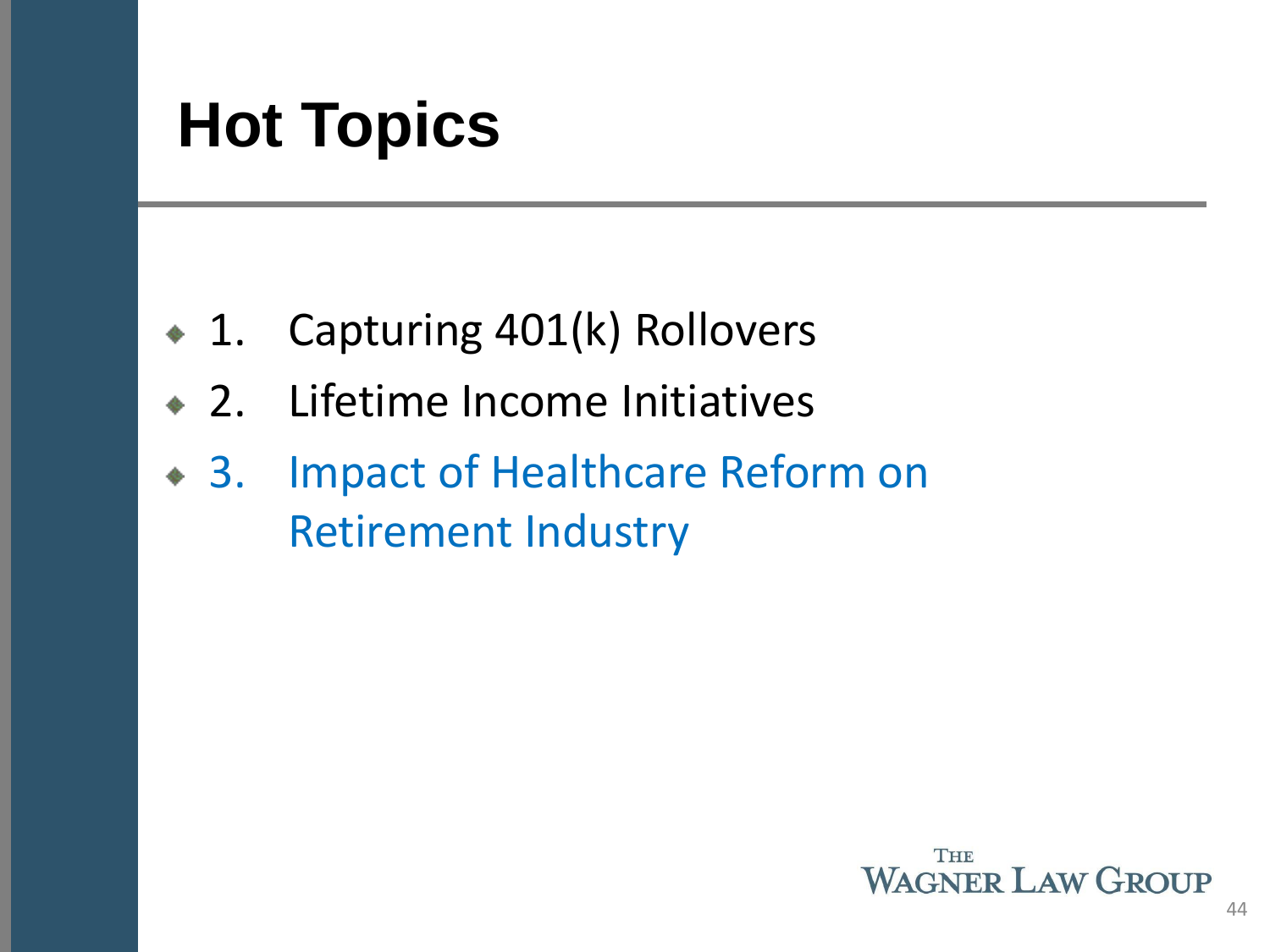# Hot Topics

- 1. Capturing 401(k) Rollovers
- 2. Lifetime Income Initiatives
- 3. Impact of Healthcare Reform on Retirement Industry

The Wagner Law Group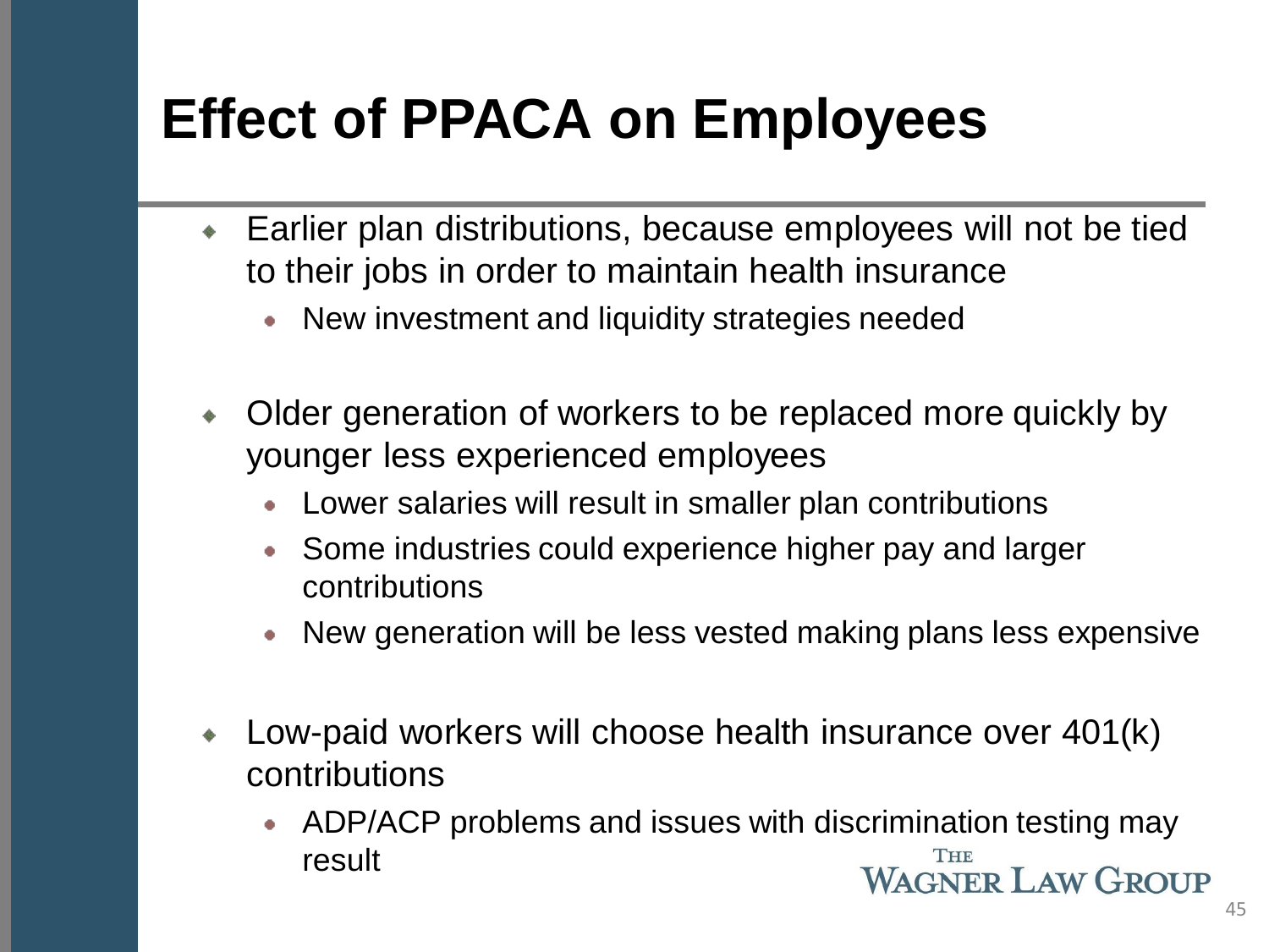# Effect of PPACA on Employees

- Earlier plan distributions, because employees will not be tied to their jobs in order to maintain health insurance
  - New investment and liquidity strategies needed
- Older generation of workers to be replaced more quickly by younger less experienced employees
  - Lower salaries will result in smaller plan contributions
  - Some industries could experience higher pay and larger contributions
  - New generation will be less vested making plans less expensive
- Low-paid workers will choose health insurance over 401(k) contributions
  - ADP/ACP problems and issues with discrimination testing may result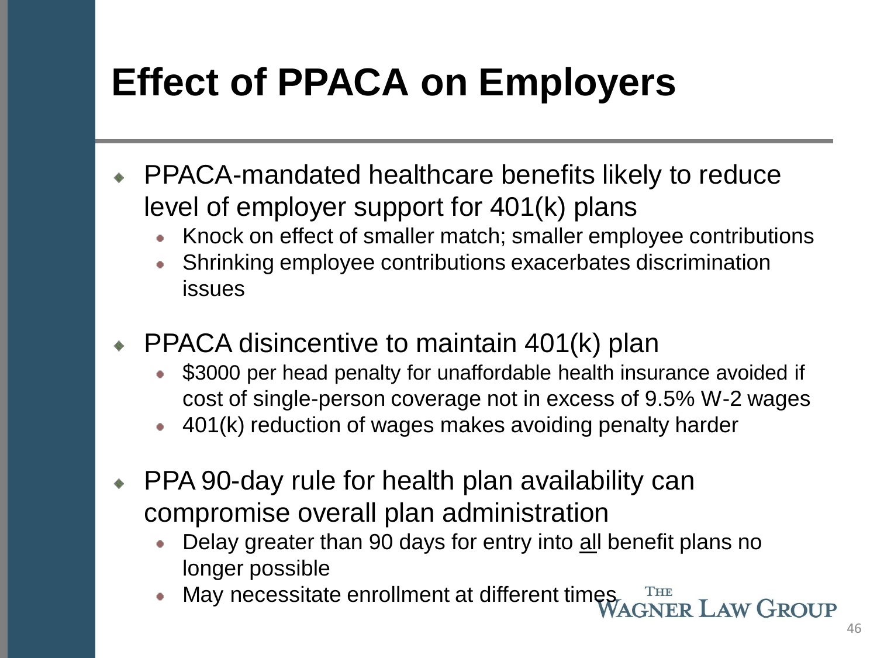# Effect of PPACA on Employers

- PPACA-mandated healthcare benefits likely to reduce level of employer support for 401(k) plans
  - Knock on effect of smaller match; smaller employee contributions
  - Shrinking employee contributions exacerbates discrimination issues

- PPACA disincentive to maintain 401(k) plan
  - $3000 per head penalty for unaffordable health insurance avoided if cost of single-person coverage not in excess of 9.5% W-2 wages
  - 401(k) reduction of wages makes avoiding penalty harder

- PPA 90-day rule for health plan availability can compromise overall plan administration
  - Delay greater than 90 days for entry into all benefit plans no longer possible
  - May necessitate enrollment at different times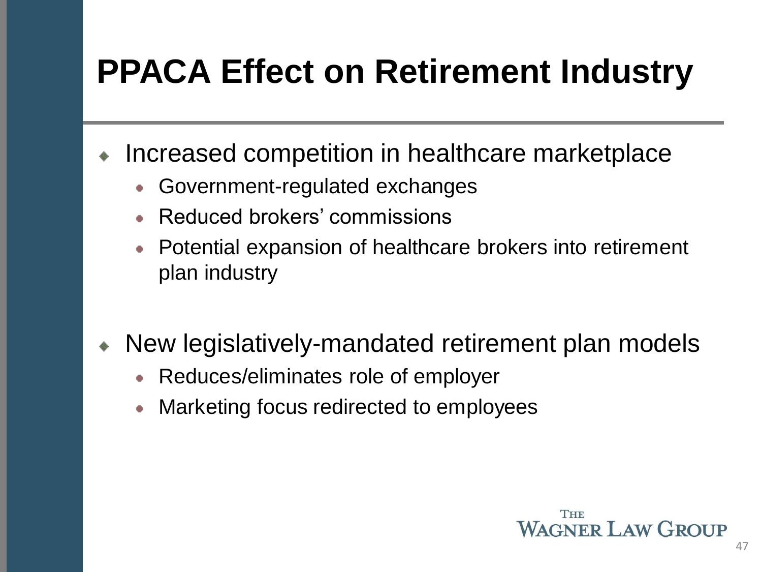# PPACA Effect on Retirement Industry

- Increased competition in healthcare marketplace
  - Government-regulated exchanges
  - Reduced brokers' commissions
  - Potential expansion of healthcare brokers into retirement plan industry

- New legislatively-mandated retirement plan models
  - Reduces/eliminates role of employer
  - Marketing focus redirected to employees

THE WAGNER LAW GROUP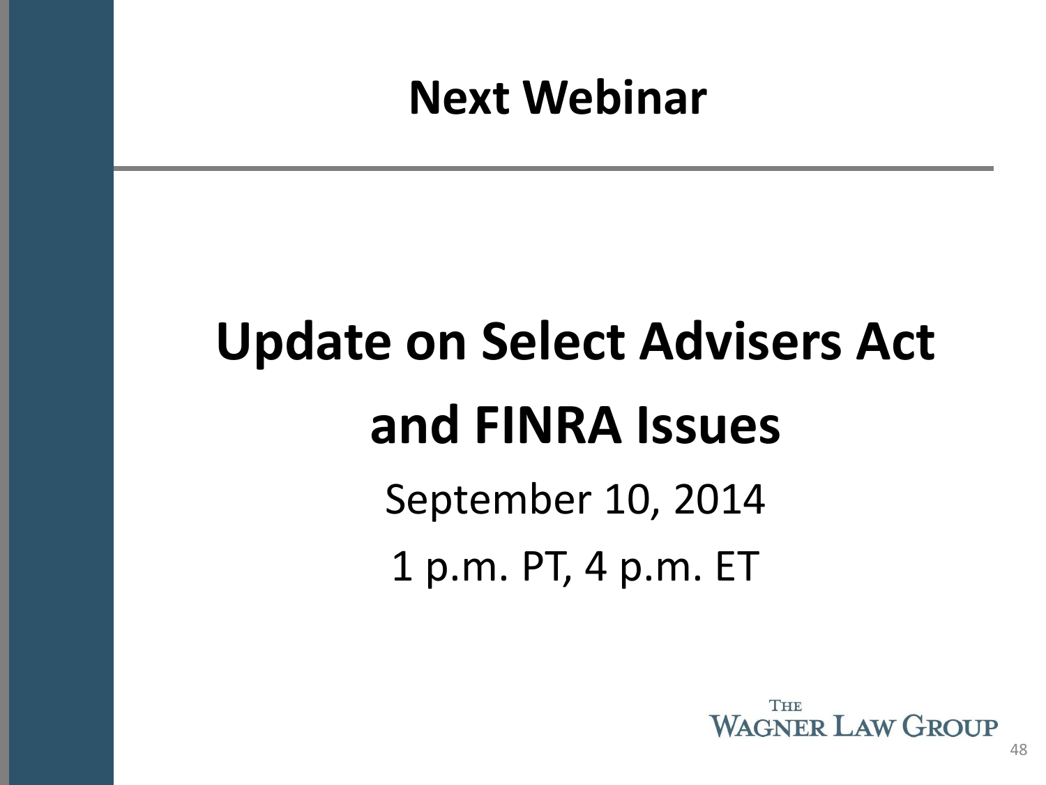# Next Webinar

## Update on Select Advisers Act and FINRA Issues

September 10, 2014

1 p.m. PT, 4 p.m. ET

The Wagner Law Group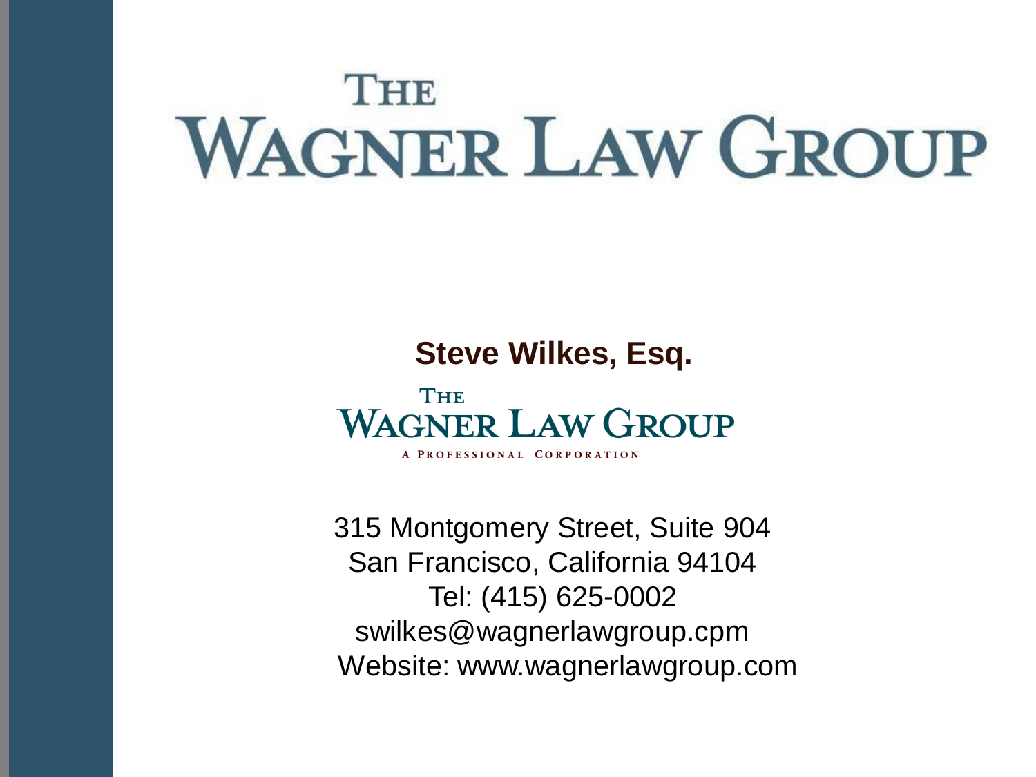# THE WAGNER LAW GROUP

**Steve Wilkes, Esq.**

THE WAGNER LAW GROUP

A PROFESSIONAL CORPORATION

315 Montgomery Street, Suite 904
San Francisco, California 94104
Tel: (415) 625-0002
swilkes@wagnerlawgroup.cpm
Website: www.wagnerlawgroup.com